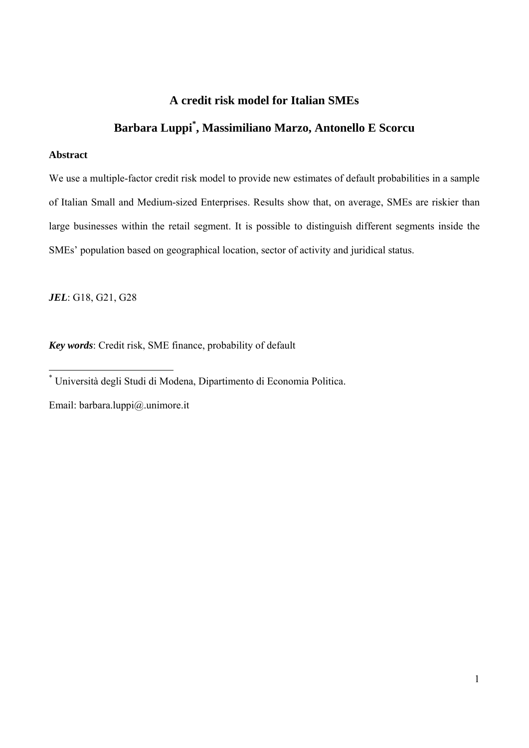# A credit risk model for Italian SMEs

## Barbara Luppi[*], Massimiliano Marzo, Antonello E Scorcu

**Abstract**

We use a multiple-factor credit risk model to provide new estimates of default probabilities in a sample of Italian Small and Medium-sized Enterprises. Results show that, on average, SMEs are riskier than large businesses within the retail segment. It is possible to distinguish different segments inside the SMEs' population based on geographical location, sector of activity and juridical status.

***JEL***: G18, G21, G28

***Key words***: Credit risk, SME finance, probability of default

---

[*] Università degli Studi di Modena, Dipartimento di Economia Politica.

Email: barbara.luppi@.unimore.it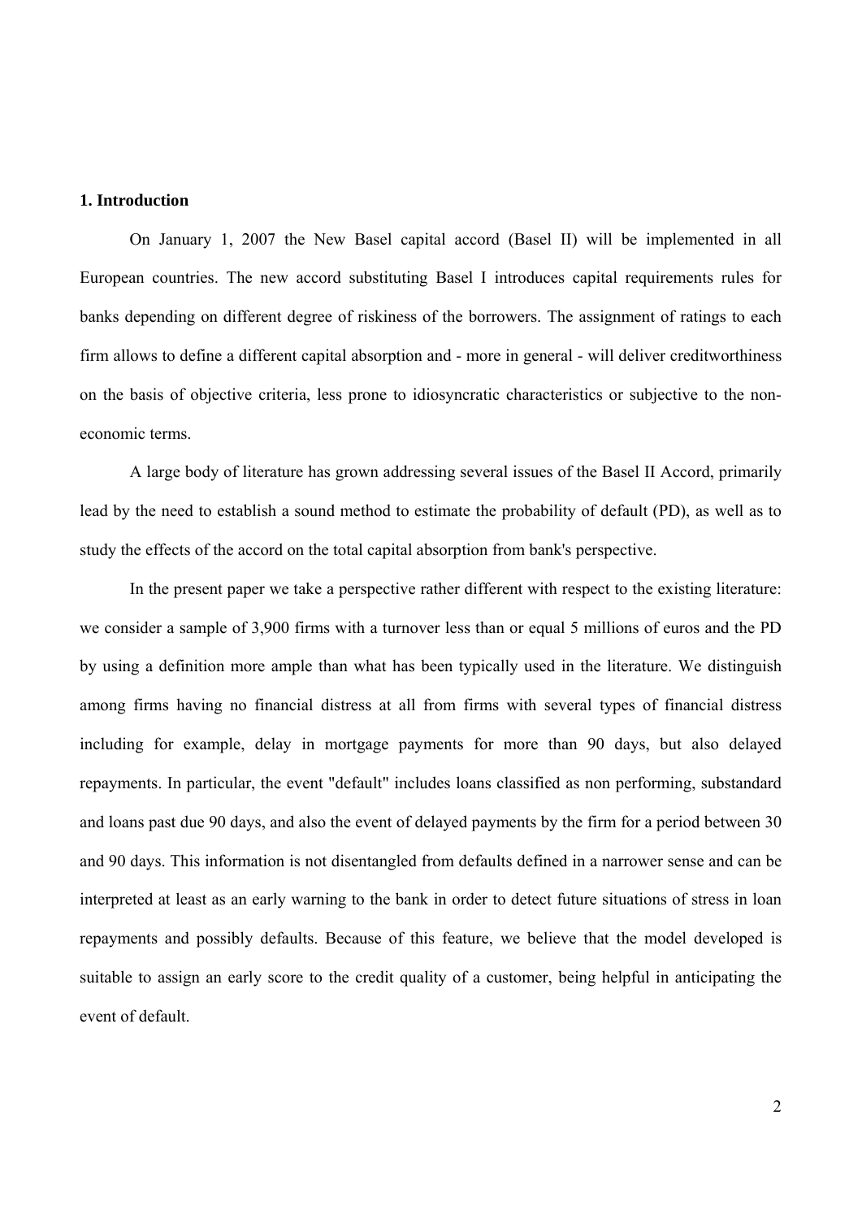**1. Introduction**

On January 1, 2007 the New Basel capital accord (Basel II) will be implemented in all European countries. The new accord substituting Basel I introduces capital requirements rules for banks depending on different degree of riskiness of the borrowers. The assignment of ratings to each firm allows to define a different capital absorption and - more in general - will deliver creditworthiness on the basis of objective criteria, less prone to idiosyncratic characteristics or subjective to the non-economic terms.

A large body of literature has grown addressing several issues of the Basel II Accord, primarily lead by the need to establish a sound method to estimate the probability of default (PD), as well as to study the effects of the accord on the total capital absorption from bank's perspective.

In the present paper we take a perspective rather different with respect to the existing literature: we consider a sample of 3,900 firms with a turnover less than or equal 5 millions of euros and the PD by using a definition more ample than what has been typically used in the literature. We distinguish among firms having no financial distress at all from firms with several types of financial distress including for example, delay in mortgage payments for more than 90 days, but also delayed repayments. In particular, the event "default" includes loans classified as non performing, substandard and loans past due 90 days, and also the event of delayed payments by the firm for a period between 30 and 90 days. This information is not disentangled from defaults defined in a narrower sense and can be interpreted at least as an early warning to the bank in order to detect future situations of stress in loan repayments and possibly defaults. Because of this feature, we believe that the model developed is suitable to assign an early score to the credit quality of a customer, being helpful in anticipating the event of default.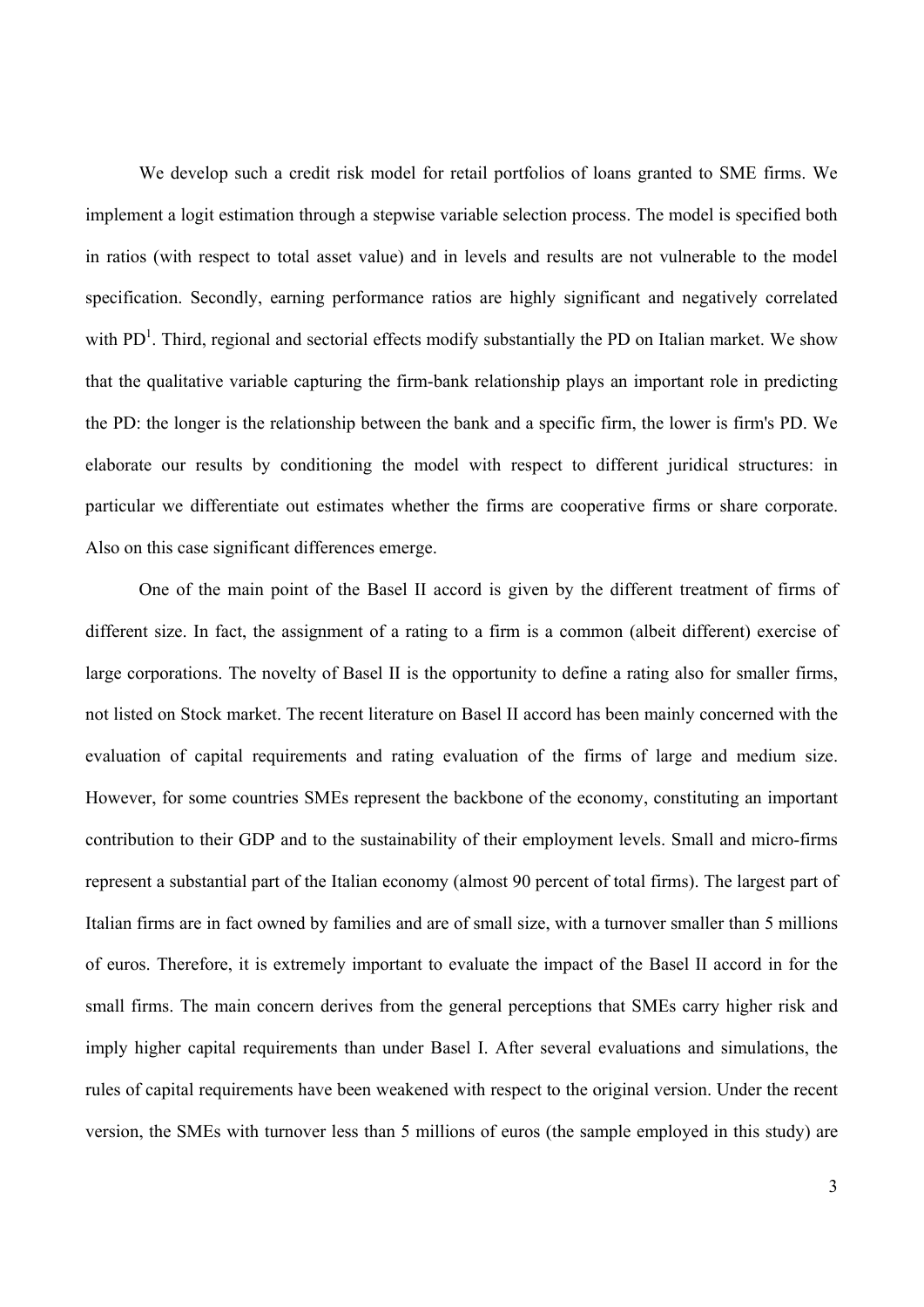We develop such a credit risk model for retail portfolios of loans granted to SME firms. We implement a logit estimation through a stepwise variable selection process. The model is specified both in ratios (with respect to total asset value) and in levels and results are not vulnerable to the model specification. Secondly, earning performance ratios are highly significant and negatively correlated with PD[1]. Third, regional and sectorial effects modify substantially the PD on Italian market. We show that the qualitative variable capturing the firm-bank relationship plays an important role in predicting the PD: the longer is the relationship between the bank and a specific firm, the lower is firm's PD. We elaborate our results by conditioning the model with respect to different juridical structures: in particular we differentiate out estimates whether the firms are cooperative firms or share corporate. Also on this case significant differences emerge.

One of the main point of the Basel II accord is given by the different treatment of firms of different size. In fact, the assignment of a rating to a firm is a common (albeit different) exercise of large corporations. The novelty of Basel II is the opportunity to define a rating also for smaller firms, not listed on Stock market. The recent literature on Basel II accord has been mainly concerned with the evaluation of capital requirements and rating evaluation of the firms of large and medium size. However, for some countries SMEs represent the backbone of the economy, constituting an important contribution to their GDP and to the sustainability of their employment levels. Small and micro-firms represent a substantial part of the Italian economy (almost 90 percent of total firms). The largest part of Italian firms are in fact owned by families and are of small size, with a turnover smaller than 5 millions of euros. Therefore, it is extremely important to evaluate the impact of the Basel II accord in for the small firms. The main concern derives from the general perceptions that SMEs carry higher risk and imply higher capital requirements than under Basel I. After several evaluations and simulations, the rules of capital requirements have been weakened with respect to the original version. Under the recent version, the SMEs with turnover less than 5 millions of euros (the sample employed in this study) are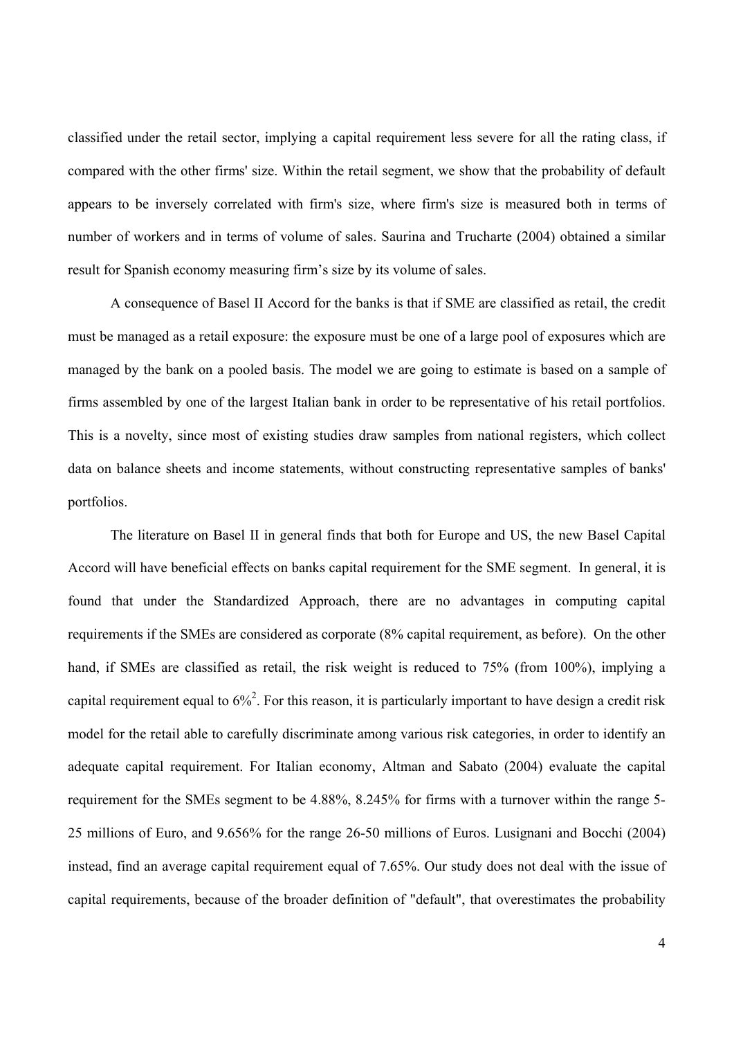classified under the retail sector, implying a capital requirement less severe for all the rating class, if compared with the other firms' size. Within the retail segment, we show that the probability of default appears to be inversely correlated with firm's size, where firm's size is measured both in terms of number of workers and in terms of volume of sales. Saurina and Trucharte (2004) obtained a similar result for Spanish economy measuring firm's size by its volume of sales.

A consequence of Basel II Accord for the banks is that if SME are classified as retail, the credit must be managed as a retail exposure: the exposure must be one of a large pool of exposures which are managed by the bank on a pooled basis. The model we are going to estimate is based on a sample of firms assembled by one of the largest Italian bank in order to be representative of his retail portfolios. This is a novelty, since most of existing studies draw samples from national registers, which collect data on balance sheets and income statements, without constructing representative samples of banks' portfolios.

The literature on Basel II in general finds that both for Europe and US, the new Basel Capital Accord will have beneficial effects on banks capital requirement for the SME segment. In general, it is found that under the Standardized Approach, there are no advantages in computing capital requirements if the SMEs are considered as corporate (8% capital requirement, as before). On the other hand, if SMEs are classified as retail, the risk weight is reduced to 75% (from 100%), implying a capital requirement equal to 6%[2]. For this reason, it is particularly important to have design a credit risk model for the retail able to carefully discriminate among various risk categories, in order to identify an adequate capital requirement. For Italian economy, Altman and Sabato (2004) evaluate the capital requirement for the SMEs segment to be 4.88%, 8.245% for firms with a turnover within the range 5-25 millions of Euro, and 9.656% for the range 26-50 millions of Euros. Lusignani and Bocchi (2004) instead, find an average capital requirement equal of 7.65%. Our study does not deal with the issue of capital requirements, because of the broader definition of "default", that overestimates the probability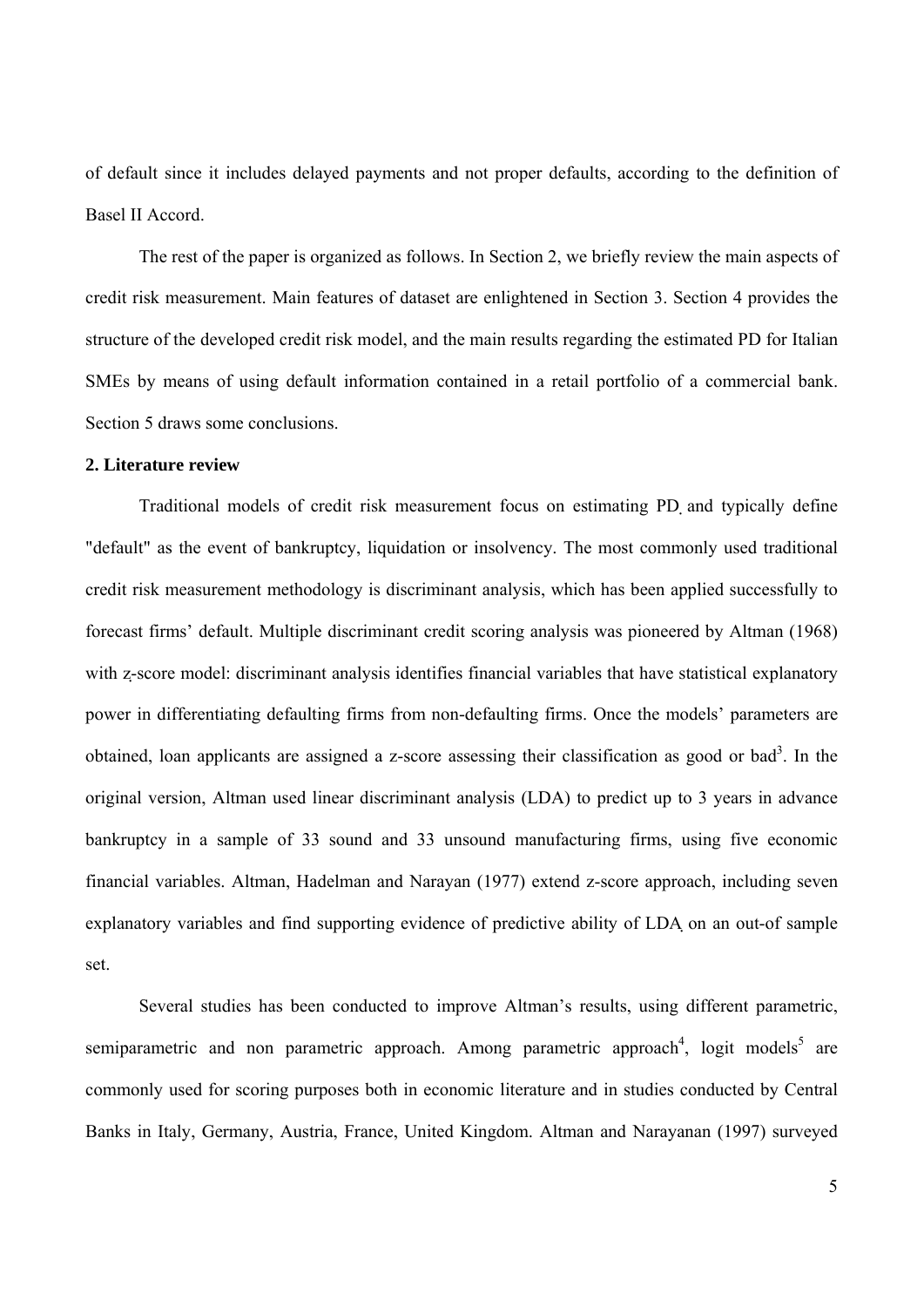of default since it includes delayed payments and not proper defaults, according to the definition of Basel II Accord.

The rest of the paper is organized as follows. In Section 2, we briefly review the main aspects of credit risk measurement. Main features of dataset are enlightened in Section 3. Section 4 provides the structure of the developed credit risk model, and the main results regarding the estimated PD for Italian SMEs by means of using default information contained in a retail portfolio of a commercial bank. Section 5 draws some conclusions.

## 2. Literature review

Traditional models of credit risk measurement focus on estimating PD and typically define "default" as the event of bankruptcy, liquidation or insolvency. The most commonly used traditional credit risk measurement methodology is discriminant analysis, which has been applied successfully to forecast firms' default. Multiple discriminant credit scoring analysis was pioneered by Altman (1968) with z-score model: discriminant analysis identifies financial variables that have statistical explanatory power in differentiating defaulting firms from non-defaulting firms. Once the models' parameters are obtained, loan applicants are assigned a z-score assessing their classification as good or bad[3]. In the original version, Altman used linear discriminant analysis (LDA) to predict up to 3 years in advance bankruptcy in a sample of 33 sound and 33 unsound manufacturing firms, using five economic financial variables. Altman, Hadelman and Narayan (1977) extend z-score approach, including seven explanatory variables and find supporting evidence of predictive ability of LDA on an out-of sample set.

Several studies has been conducted to improve Altman's results, using different parametric, semiparametric and non parametric approach. Among parametric approach[4], logit models[5] are commonly used for scoring purposes both in economic literature and in studies conducted by Central Banks in Italy, Germany, Austria, France, United Kingdom. Altman and Narayanan (1997) surveyed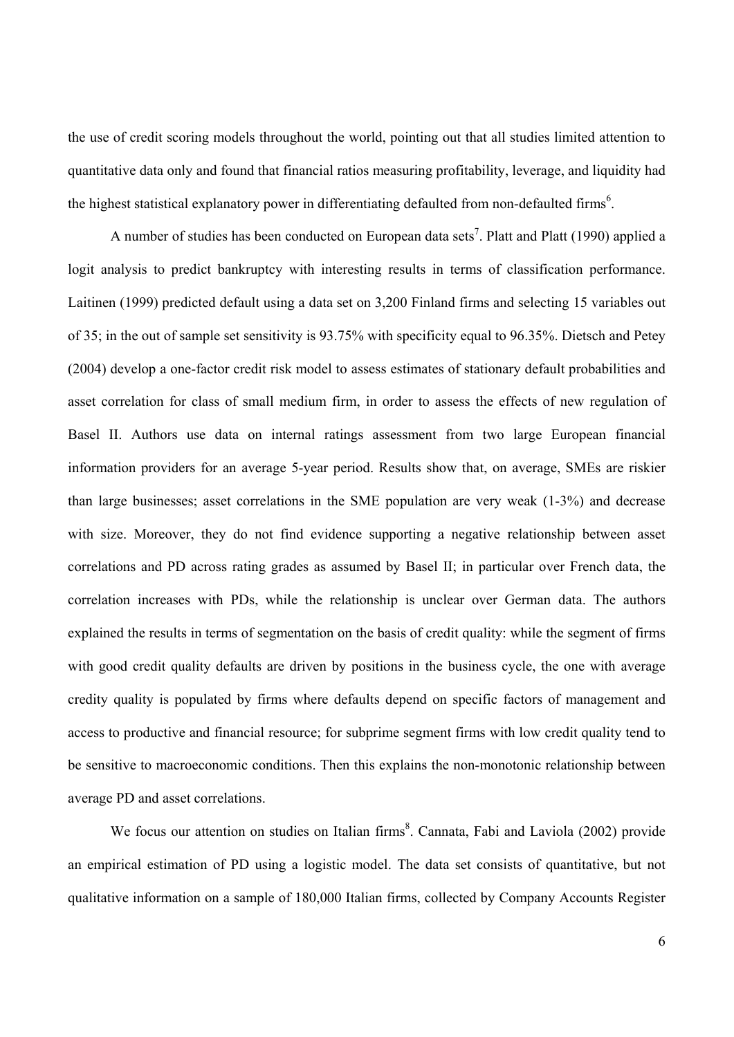the use of credit scoring models throughout the world, pointing out that all studies limited attention to quantitative data only and found that financial ratios measuring profitability, leverage, and liquidity had the highest statistical explanatory power in differentiating defaulted from non-defaulted firms[6].

A number of studies has been conducted on European data sets[7]. Platt and Platt (1990) applied a logit analysis to predict bankruptcy with interesting results in terms of classification performance. Laitinen (1999) predicted default using a data set on 3,200 Finland firms and selecting 15 variables out of 35; in the out of sample set sensitivity is 93.75% with specificity equal to 96.35%. Dietsch and Petey (2004) develop a one-factor credit risk model to assess estimates of stationary default probabilities and asset correlation for class of small medium firm, in order to assess the effects of new regulation of Basel II. Authors use data on internal ratings assessment from two large European financial information providers for an average 5-year period. Results show that, on average, SMEs are riskier than large businesses; asset correlations in the SME population are very weak (1-3%) and decrease with size. Moreover, they do not find evidence supporting a negative relationship between asset correlations and PD across rating grades as assumed by Basel II; in particular over French data, the correlation increases with PDs, while the relationship is unclear over German data. The authors explained the results in terms of segmentation on the basis of credit quality: while the segment of firms with good credit quality defaults are driven by positions in the business cycle, the one with average credity quality is populated by firms where defaults depend on specific factors of management and access to productive and financial resource; for subprime segment firms with low credit quality tend to be sensitive to macroeconomic conditions. Then this explains the non-monotonic relationship between average PD and asset correlations.

We focus our attention on studies on Italian firms[8]. Cannata, Fabi and Laviola (2002) provide an empirical estimation of PD using a logistic model. The data set consists of quantitative, but not qualitative information on a sample of 180,000 Italian firms, collected by Company Accounts Register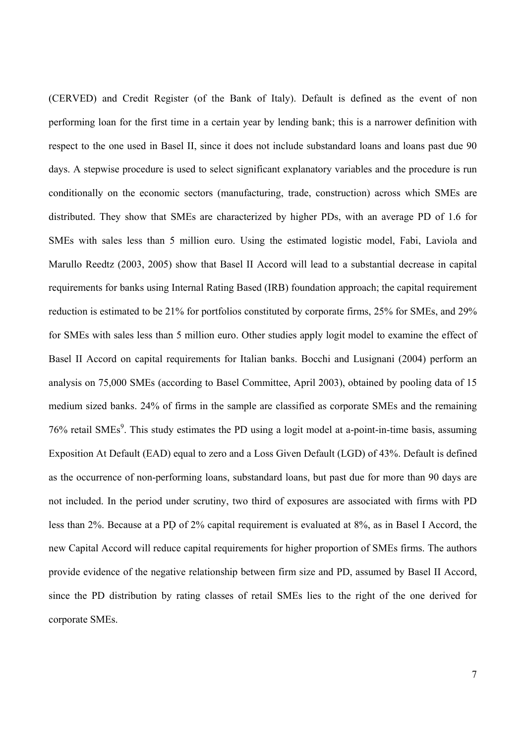(CERVED) and Credit Register (of the Bank of Italy). Default is defined as the event of non performing loan for the first time in a certain year by lending bank; this is a narrower definition with respect to the one used in Basel II, since it does not include substandard loans and loans past due 90 days. A stepwise procedure is used to select significant explanatory variables and the procedure is run conditionally on the economic sectors (manufacturing, trade, construction) across which SMEs are distributed. They show that SMEs are characterized by higher PDs, with an average PD of 1.6 for SMEs with sales less than 5 million euro. Using the estimated logistic model, Fabi, Laviola and Marullo Reedtz (2003, 2005) show that Basel II Accord will lead to a substantial decrease in capital requirements for banks using Internal Rating Based (IRB) foundation approach; the capital requirement reduction is estimated to be 21% for portfolios constituted by corporate firms, 25% for SMEs, and 29% for SMEs with sales less than 5 million euro. Other studies apply logit model to examine the effect of Basel II Accord on capital requirements for Italian banks. Bocchi and Lusignani (2004) perform an analysis on 75,000 SMEs (according to Basel Committee, April 2003), obtained by pooling data of 15 medium sized banks. 24% of firms in the sample are classified as corporate SMEs and the remaining 76% retail SMEs[9]. This study estimates the PD using a logit model at a-point-in-time basis, assuming Exposition At Default (EAD) equal to zero and a Loss Given Default (LGD) of 43%. Default is defined as the occurrence of non-performing loans, substandard loans, but past due for more than 90 days are not included. In the period under scrutiny, two third of exposures are associated with firms with PD less than 2%. Because at a PD of 2% capital requirement is evaluated at 8%, as in Basel I Accord, the new Capital Accord will reduce capital requirements for higher proportion of SMEs firms. The authors provide evidence of the negative relationship between firm size and PD, assumed by Basel II Accord, since the PD distribution by rating classes of retail SMEs lies to the right of the one derived for corporate SMEs.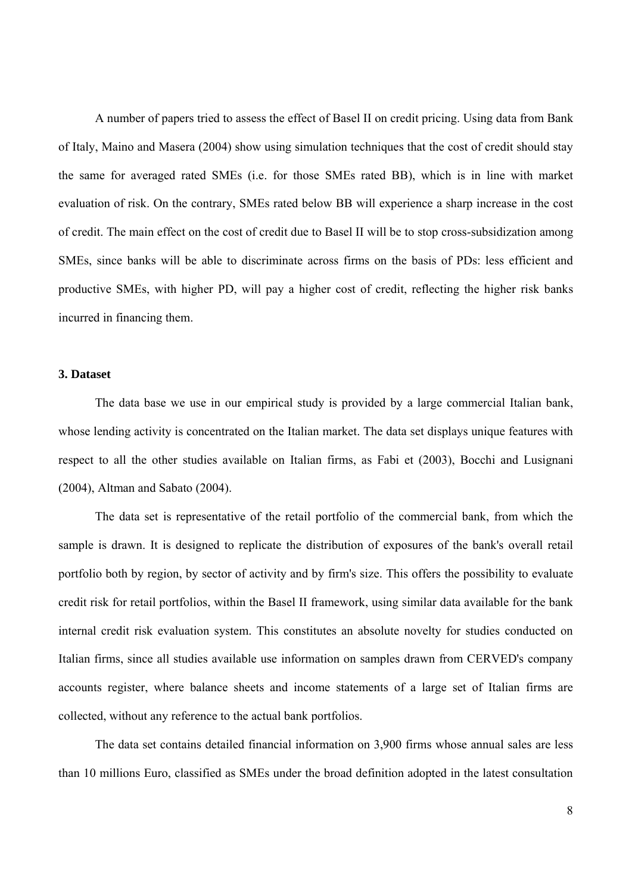A number of papers tried to assess the effect of Basel II on credit pricing. Using data from Bank of Italy, Maino and Masera (2004) show using simulation techniques that the cost of credit should stay the same for averaged rated SMEs (i.e. for those SMEs rated BB), which is in line with market evaluation of risk. On the contrary, SMEs rated below BB will experience a sharp increase in the cost of credit. The main effect on the cost of credit due to Basel II will be to stop cross-subsidization among SMEs, since banks will be able to discriminate across firms on the basis of PDs: less efficient and productive SMEs, with higher PD, will pay a higher cost of credit, reflecting the higher risk banks incurred in financing them.

### 3. Dataset

The data base we use in our empirical study is provided by a large commercial Italian bank, whose lending activity is concentrated on the Italian market. The data set displays unique features with respect to all the other studies available on Italian firms, as Fabi et (2003), Bocchi and Lusignani (2004), Altman and Sabato (2004).

The data set is representative of the retail portfolio of the commercial bank, from which the sample is drawn. It is designed to replicate the distribution of exposures of the bank's overall retail portfolio both by region, by sector of activity and by firm's size. This offers the possibility to evaluate credit risk for retail portfolios, within the Basel II framework, using similar data available for the bank internal credit risk evaluation system. This constitutes an absolute novelty for studies conducted on Italian firms, since all studies available use information on samples drawn from CERVED's company accounts register, where balance sheets and income statements of a large set of Italian firms are collected, without any reference to the actual bank portfolios.

The data set contains detailed financial information on 3,900 firms whose annual sales are less than 10 millions Euro, classified as SMEs under the broad definition adopted in the latest consultation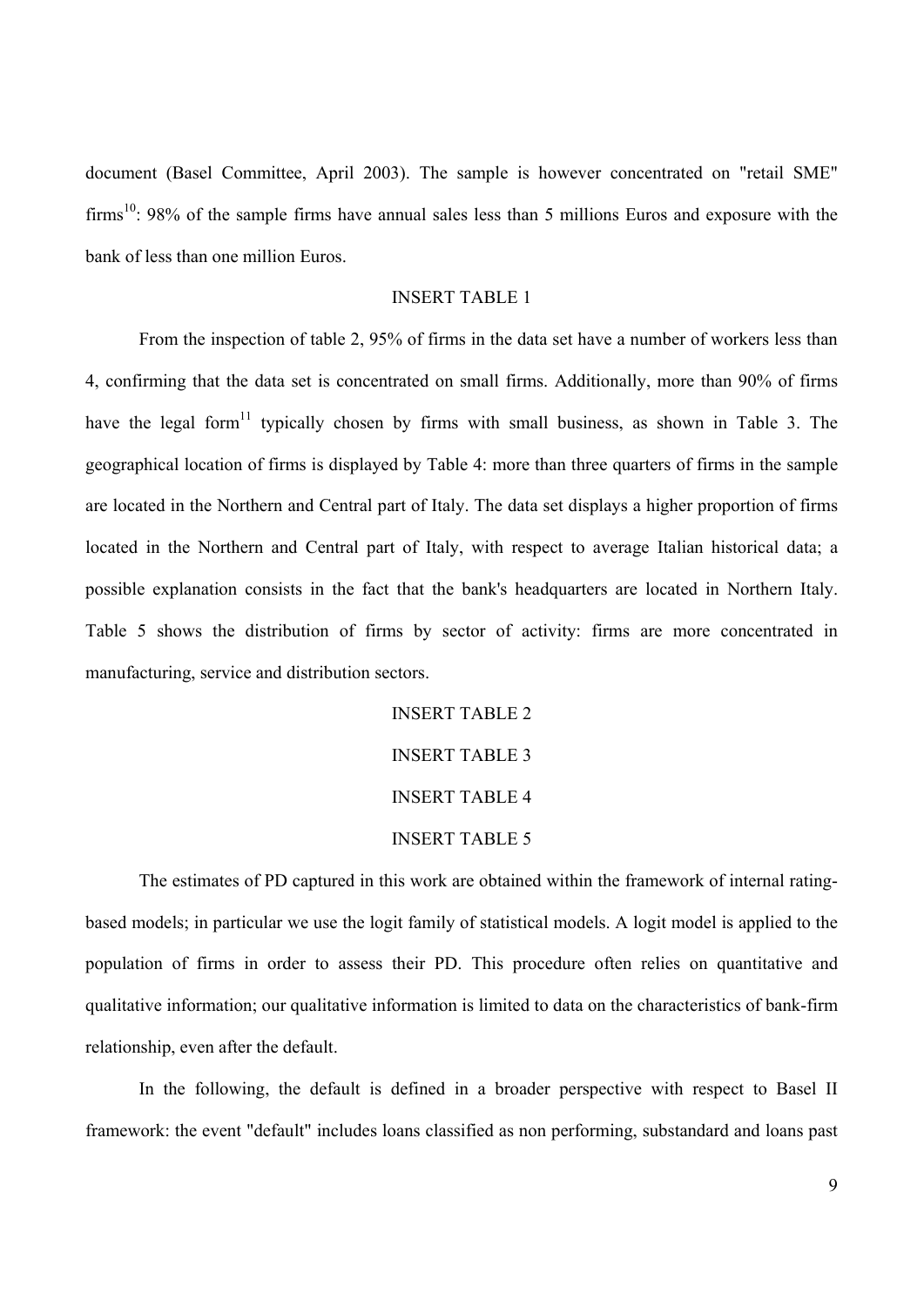document (Basel Committee, April 2003). The sample is however concentrated on "retail SME" firms[10]: 98% of the sample firms have annual sales less than 5 millions Euros and exposure with the bank of less than one million Euros.

INSERT TABLE 1

From the inspection of table 2, 95% of firms in the data set have a number of workers less than 4, confirming that the data set is concentrated on small firms. Additionally, more than 90% of firms have the legal form[11] typically chosen by firms with small business, as shown in Table 3. The geographical location of firms is displayed by Table 4: more than three quarters of firms in the sample are located in the Northern and Central part of Italy. The data set displays a higher proportion of firms located in the Northern and Central part of Italy, with respect to average Italian historical data; a possible explanation consists in the fact that the bank's headquarters are located in Northern Italy. Table 5 shows the distribution of firms by sector of activity: firms are more concentrated in manufacturing, service and distribution sectors.

INSERT TABLE 2

INSERT TABLE 3

INSERT TABLE 4

INSERT TABLE 5

The estimates of PD captured in this work are obtained within the framework of internal rating-based models; in particular we use the logit family of statistical models. A logit model is applied to the population of firms in order to assess their PD. This procedure often relies on quantitative and qualitative information; our qualitative information is limited to data on the characteristics of bank-firm relationship, even after the default.

In the following, the default is defined in a broader perspective with respect to Basel II framework: the event "default" includes loans classified as non performing, substandard and loans past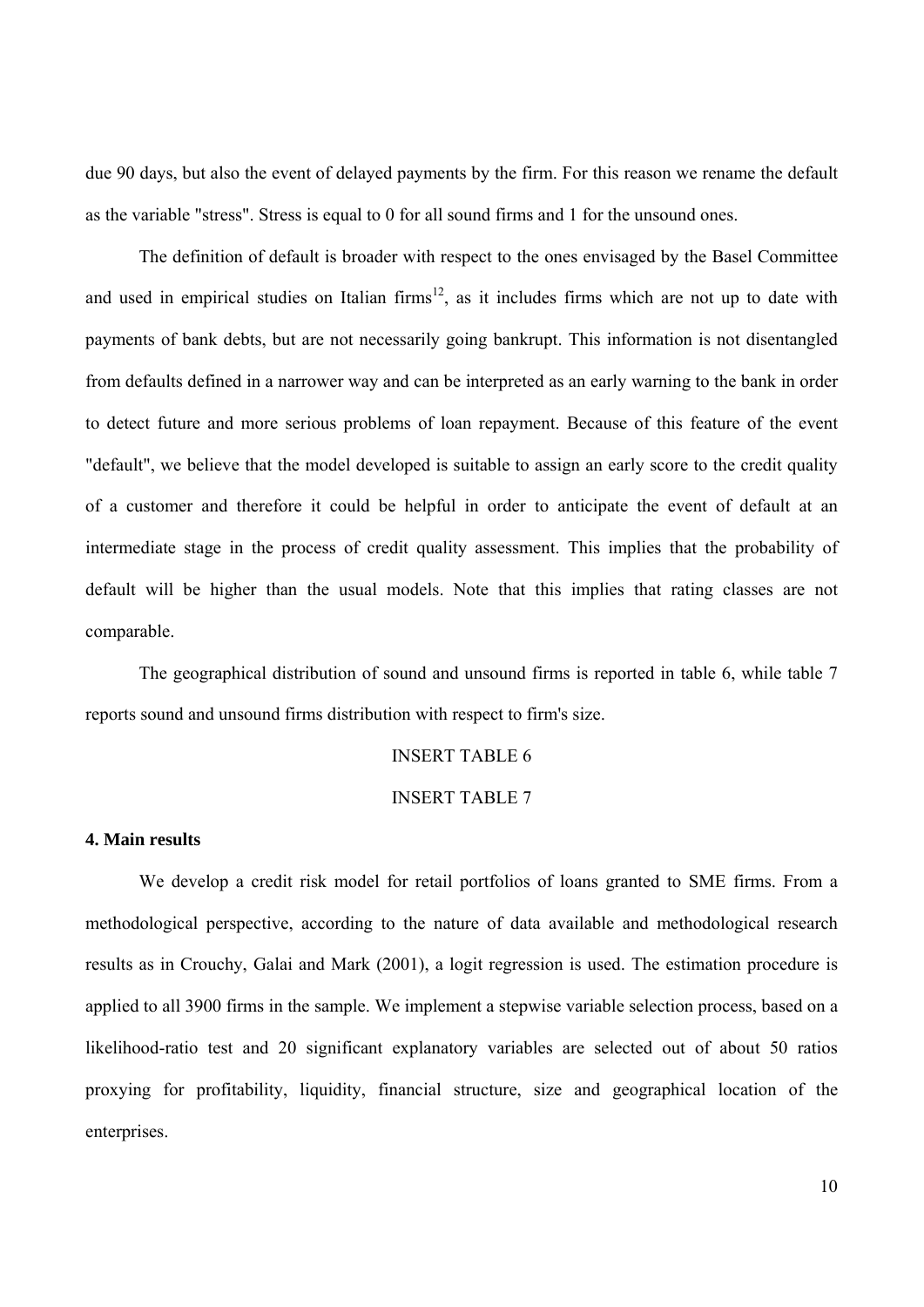due 90 days, but also the event of delayed payments by the firm. For this reason we rename the default as the variable "stress". Stress is equal to 0 for all sound firms and 1 for the unsound ones.

The definition of default is broader with respect to the ones envisaged by the Basel Committee and used in empirical studies on Italian firms[12], as it includes firms which are not up to date with payments of bank debts, but are not necessarily going bankrupt. This information is not disentangled from defaults defined in a narrower way and can be interpreted as an early warning to the bank in order to detect future and more serious problems of loan repayment. Because of this feature of the event "default", we believe that the model developed is suitable to assign an early score to the credit quality of a customer and therefore it could be helpful in order to anticipate the event of default at an intermediate stage in the process of credit quality assessment. This implies that the probability of default will be higher than the usual models. Note that this implies that rating classes are not comparable.

The geographical distribution of sound and unsound firms is reported in table 6, while table 7 reports sound and unsound firms distribution with respect to firm's size.

INSERT TABLE 6

INSERT TABLE 7

## 4. Main results

We develop a credit risk model for retail portfolios of loans granted to SME firms. From a methodological perspective, according to the nature of data available and methodological research results as in Crouchy, Galai and Mark (2001), a logit regression is used. The estimation procedure is applied to all 3900 firms in the sample. We implement a stepwise variable selection process, based on a likelihood-ratio test and 20 significant explanatory variables are selected out of about 50 ratios proxying for profitability, liquidity, financial structure, size and geographical location of the enterprises.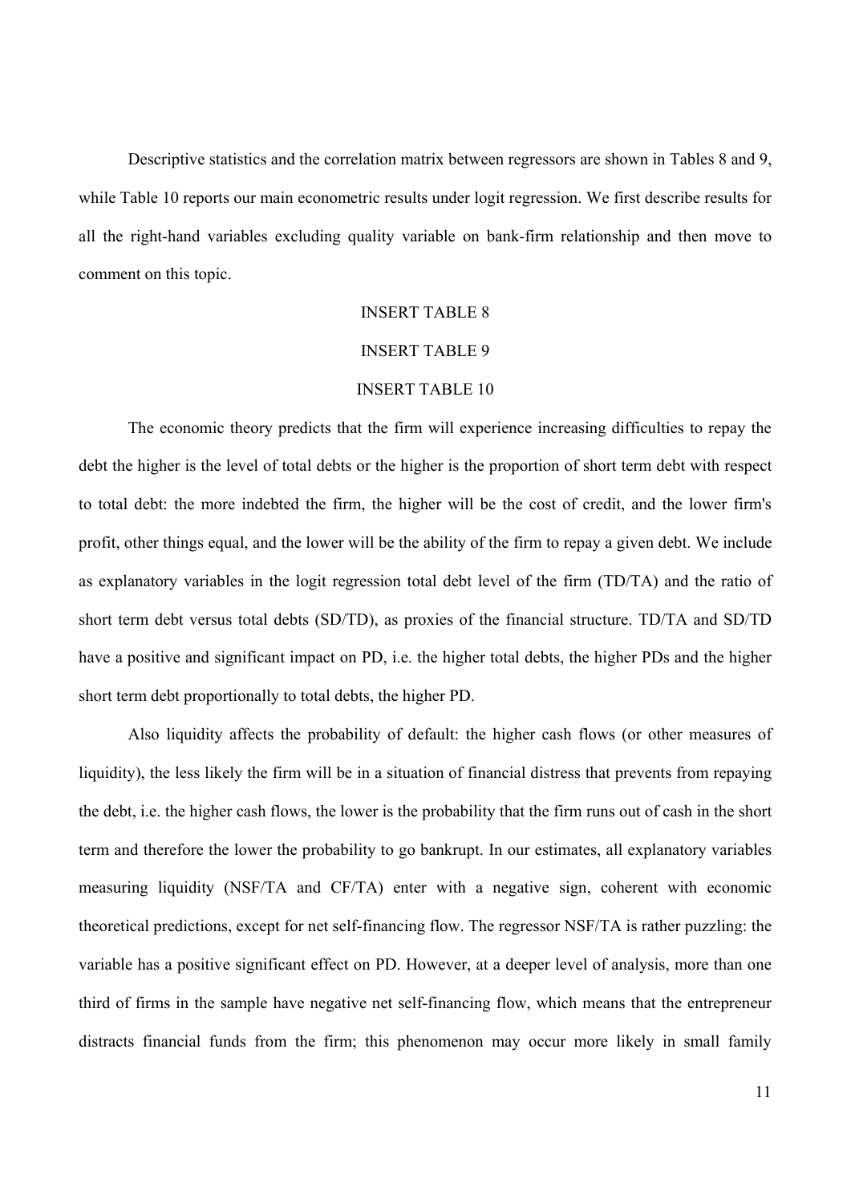Descriptive statistics and the correlation matrix between regressors are shown in Tables 8 and 9, while Table 10 reports our main econometric results under logit regression. We first describe results for all the right-hand variables excluding quality variable on bank-firm relationship and then move to comment on this topic.

INSERT TABLE 8

INSERT TABLE 9

INSERT TABLE 10

The economic theory predicts that the firm will experience increasing difficulties to repay the debt the higher is the level of total debts or the higher is the proportion of short term debt with respect to total debt: the more indebted the firm, the higher will be the cost of credit, and the lower firm's profit, other things equal, and the lower will be the ability of the firm to repay a given debt. We include as explanatory variables in the logit regression total debt level of the firm (TD/TA) and the ratio of short term debt versus total debts (SD/TD), as proxies of the financial structure. TD/TA and SD/TD have a positive and significant impact on PD, i.e. the higher total debts, the higher PDs and the higher short term debt proportionally to total debts, the higher PD.

Also liquidity affects the probability of default: the higher cash flows (or other measures of liquidity), the less likely the firm will be in a situation of financial distress that prevents from repaying the debt, i.e. the higher cash flows, the lower is the probability that the firm runs out of cash in the short term and therefore the lower the probability to go bankrupt. In our estimates, all explanatory variables measuring liquidity (NSF/TA and CF/TA) enter with a negative sign, coherent with economic theoretical predictions, except for net self-financing flow. The regressor NSF/TA is rather puzzling: the variable has a positive significant effect on PD. However, at a deeper level of analysis, more than one third of firms in the sample have negative net self-financing flow, which means that the entrepreneur distracts financial funds from the firm; this phenomenon may occur more likely in small family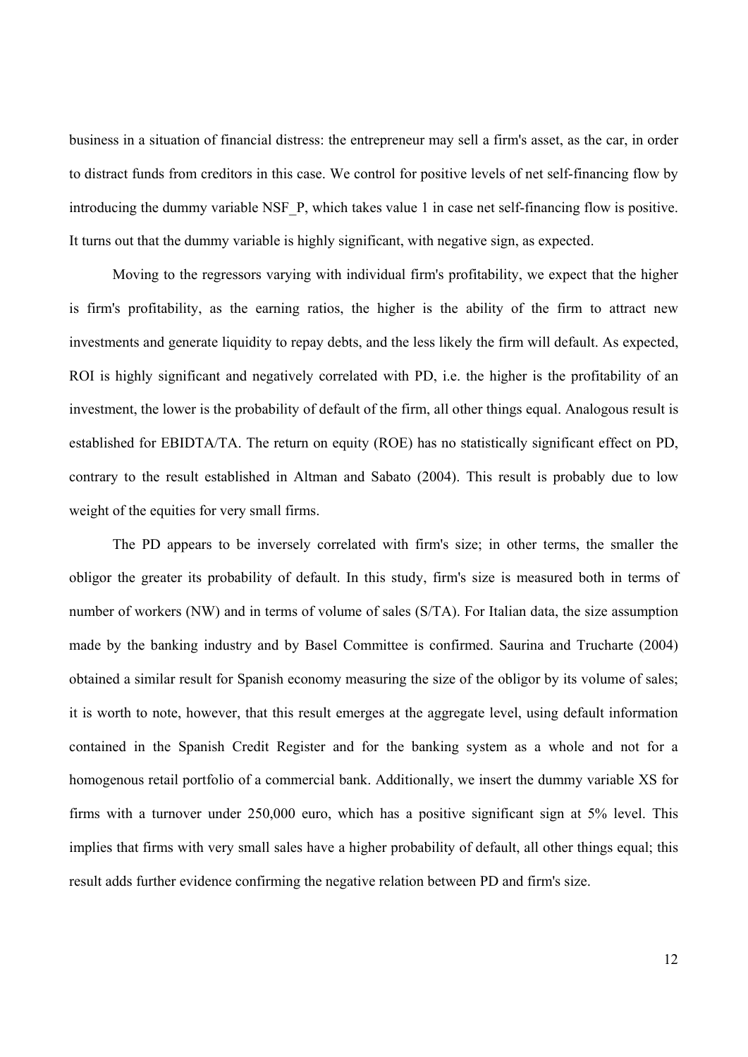business in a situation of financial distress: the entrepreneur may sell a firm's asset, as the car, in order to distract funds from creditors in this case. We control for positive levels of net self-financing flow by introducing the dummy variable NSF_P, which takes value 1 in case net self-financing flow is positive. It turns out that the dummy variable is highly significant, with negative sign, as expected.

Moving to the regressors varying with individual firm's profitability, we expect that the higher is firm's profitability, as the earning ratios, the higher is the ability of the firm to attract new investments and generate liquidity to repay debts, and the less likely the firm will default. As expected, ROI is highly significant and negatively correlated with PD, i.e. the higher is the profitability of an investment, the lower is the probability of default of the firm, all other things equal. Analogous result is established for EBIDTA/TA. The return on equity (ROE) has no statistically significant effect on PD, contrary to the result established in Altman and Sabato (2004). This result is probably due to low weight of the equities for very small firms.

The PD appears to be inversely correlated with firm's size; in other terms, the smaller the obligor the greater its probability of default. In this study, firm's size is measured both in terms of number of workers (NW) and in terms of volume of sales (S/TA). For Italian data, the size assumption made by the banking industry and by Basel Committee is confirmed. Saurina and Trucharte (2004) obtained a similar result for Spanish economy measuring the size of the obligor by its volume of sales; it is worth to note, however, that this result emerges at the aggregate level, using default information contained in the Spanish Credit Register and for the banking system as a whole and not for a homogenous retail portfolio of a commercial bank. Additionally, we insert the dummy variable XS for firms with a turnover under 250,000 euro, which has a positive significant sign at 5% level. This implies that firms with very small sales have a higher probability of default, all other things equal; this result adds further evidence confirming the negative relation between PD and firm's size.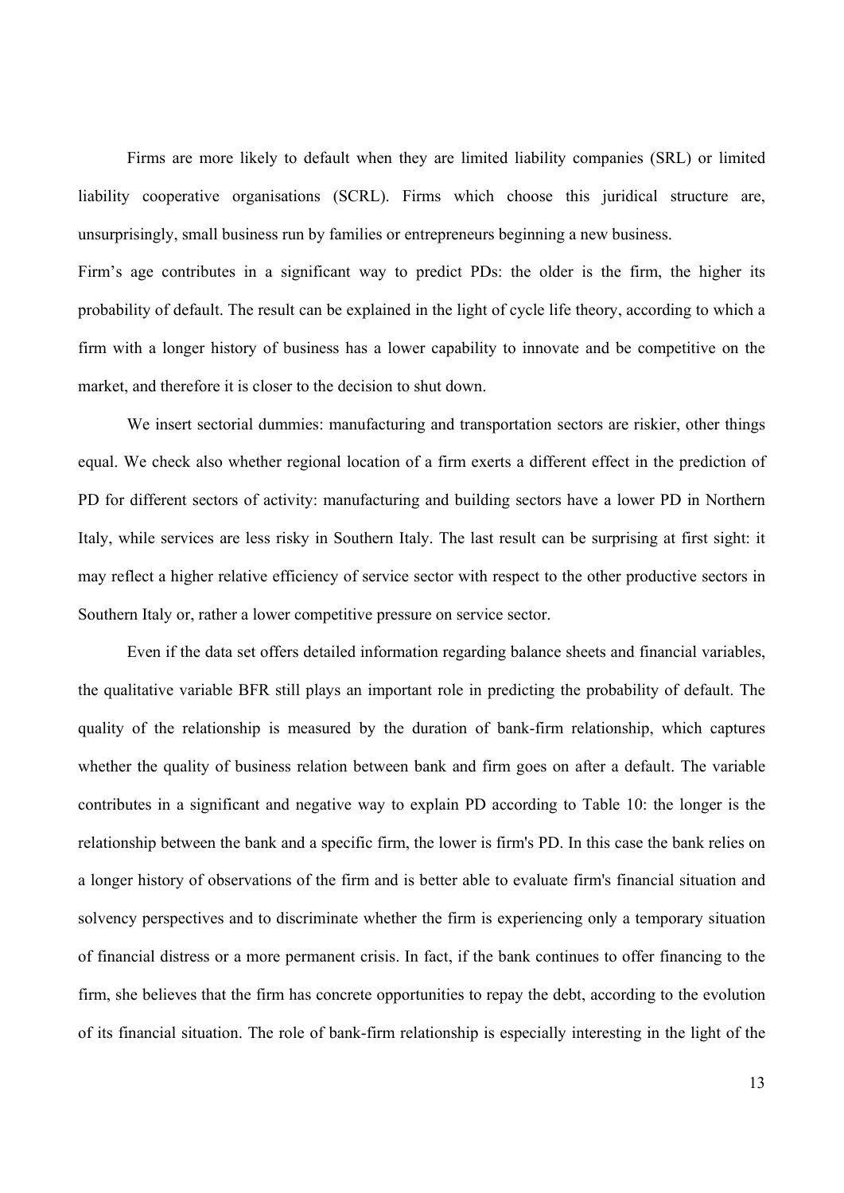Firms are more likely to default when they are limited liability companies (SRL) or limited liability cooperative organisations (SCRL). Firms which choose this juridical structure are, unsurprisingly, small business run by families or entrepreneurs beginning a new business.

Firm's age contributes in a significant way to predict PDs: the older is the firm, the higher its probability of default. The result can be explained in the light of cycle life theory, according to which a firm with a longer history of business has a lower capability to innovate and be competitive on the market, and therefore it is closer to the decision to shut down.

We insert sectorial dummies: manufacturing and transportation sectors are riskier, other things equal. We check also whether regional location of a firm exerts a different effect in the prediction of PD for different sectors of activity: manufacturing and building sectors have a lower PD in Northern Italy, while services are less risky in Southern Italy. The last result can be surprising at first sight: it may reflect a higher relative efficiency of service sector with respect to the other productive sectors in Southern Italy or, rather a lower competitive pressure on service sector.

Even if the data set offers detailed information regarding balance sheets and financial variables, the qualitative variable BFR still plays an important role in predicting the probability of default. The quality of the relationship is measured by the duration of bank-firm relationship, which captures whether the quality of business relation between bank and firm goes on after a default. The variable contributes in a significant and negative way to explain PD according to Table 10: the longer is the relationship between the bank and a specific firm, the lower is firm's PD. In this case the bank relies on a longer history of observations of the firm and is better able to evaluate firm's financial situation and solvency perspectives and to discriminate whether the firm is experiencing only a temporary situation of financial distress or a more permanent crisis. In fact, if the bank continues to offer financing to the firm, she believes that the firm has concrete opportunities to repay the debt, according to the evolution of its financial situation. The role of bank-firm relationship is especially interesting in the light of the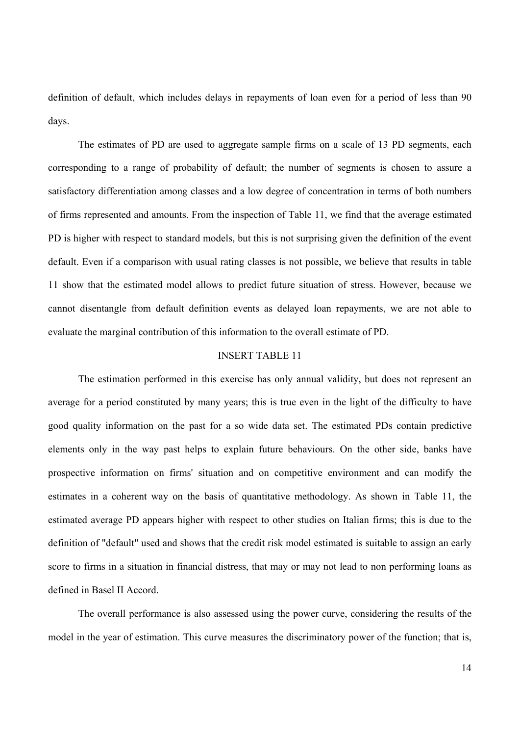definition of default, which includes delays in repayments of loan even for a period of less than 90 days.

The estimates of PD are used to aggregate sample firms on a scale of 13 PD segments, each corresponding to a range of probability of default; the number of segments is chosen to assure a satisfactory differentiation among classes and a low degree of concentration in terms of both numbers of firms represented and amounts. From the inspection of Table 11, we find that the average estimated PD is higher with respect to standard models, but this is not surprising given the definition of the event default. Even if a comparison with usual rating classes is not possible, we believe that results in table 11 show that the estimated model allows to predict future situation of stress. However, because we cannot disentangle from default definition events as delayed loan repayments, we are not able to evaluate the marginal contribution of this information to the overall estimate of PD.

INSERT TABLE 11

The estimation performed in this exercise has only annual validity, but does not represent an average for a period constituted by many years; this is true even in the light of the difficulty to have good quality information on the past for a so wide data set. The estimated PDs contain predictive elements only in the way past helps to explain future behaviours. On the other side, banks have prospective information on firms' situation and on competitive environment and can modify the estimates in a coherent way on the basis of quantitative methodology. As shown in Table 11, the estimated average PD appears higher with respect to other studies on Italian firms; this is due to the definition of "default" used and shows that the credit risk model estimated is suitable to assign an early score to firms in a situation in financial distress, that may or may not lead to non performing loans as defined in Basel II Accord.

The overall performance is also assessed using the power curve, considering the results of the model in the year of estimation. This curve measures the discriminatory power of the function; that is,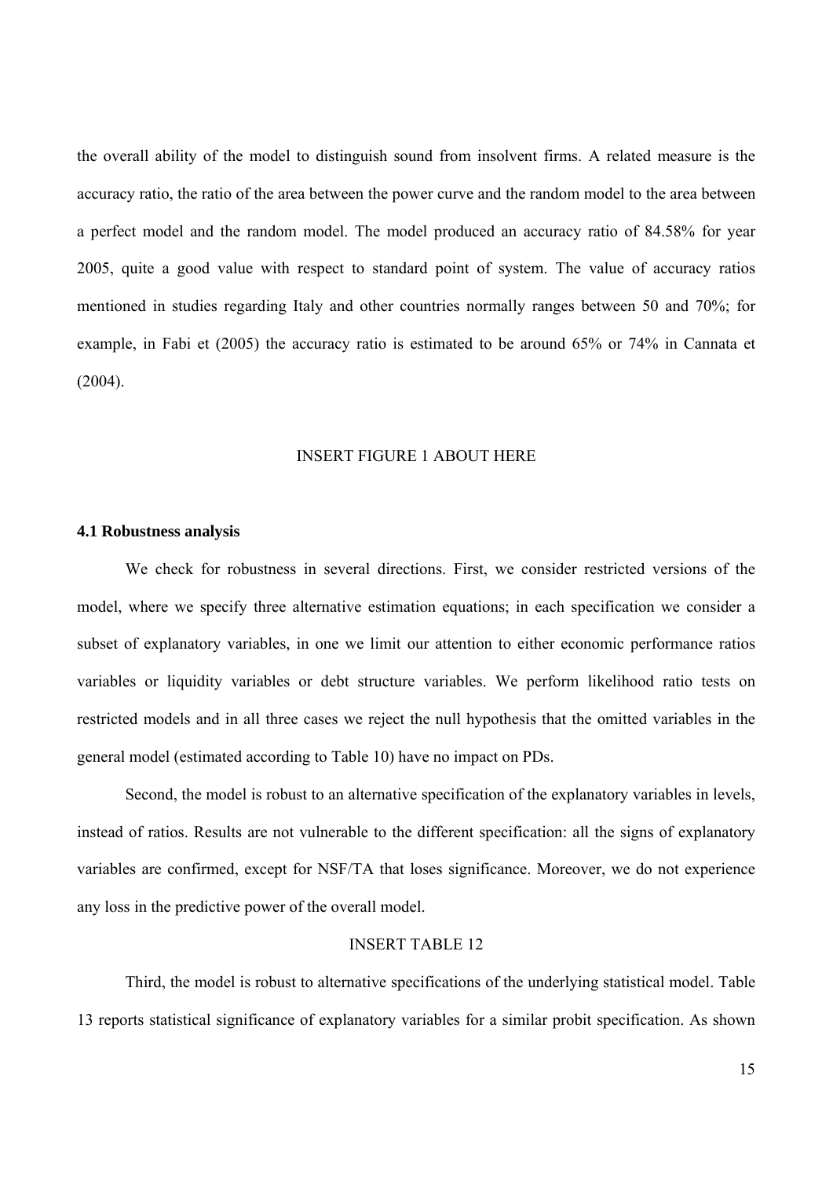the overall ability of the model to distinguish sound from insolvent firms. A related measure is the accuracy ratio, the ratio of the area between the power curve and the random model to the area between a perfect model and the random model. The model produced an accuracy ratio of 84.58% for year 2005, quite a good value with respect to standard point of system. The value of accuracy ratios mentioned in studies regarding Italy and other countries normally ranges between 50 and 70%; for example, in Fabi et (2005) the accuracy ratio is estimated to be around 65% or 74% in Cannata et (2004).

INSERT FIGURE 1 ABOUT HERE

**4.1 Robustness analysis**

We check for robustness in several directions. First, we consider restricted versions of the model, where we specify three alternative estimation equations; in each specification we consider a subset of explanatory variables, in one we limit our attention to either economic performance ratios variables or liquidity variables or debt structure variables. We perform likelihood ratio tests on restricted models and in all three cases we reject the null hypothesis that the omitted variables in the general model (estimated according to Table 10) have no impact on PDs.

Second, the model is robust to an alternative specification of the explanatory variables in levels, instead of ratios. Results are not vulnerable to the different specification: all the signs of explanatory variables are confirmed, except for NSF/TA that loses significance. Moreover, we do not experience any loss in the predictive power of the overall model.

INSERT TABLE 12

Third, the model is robust to alternative specifications of the underlying statistical model. Table 13 reports statistical significance of explanatory variables for a similar probit specification. As shown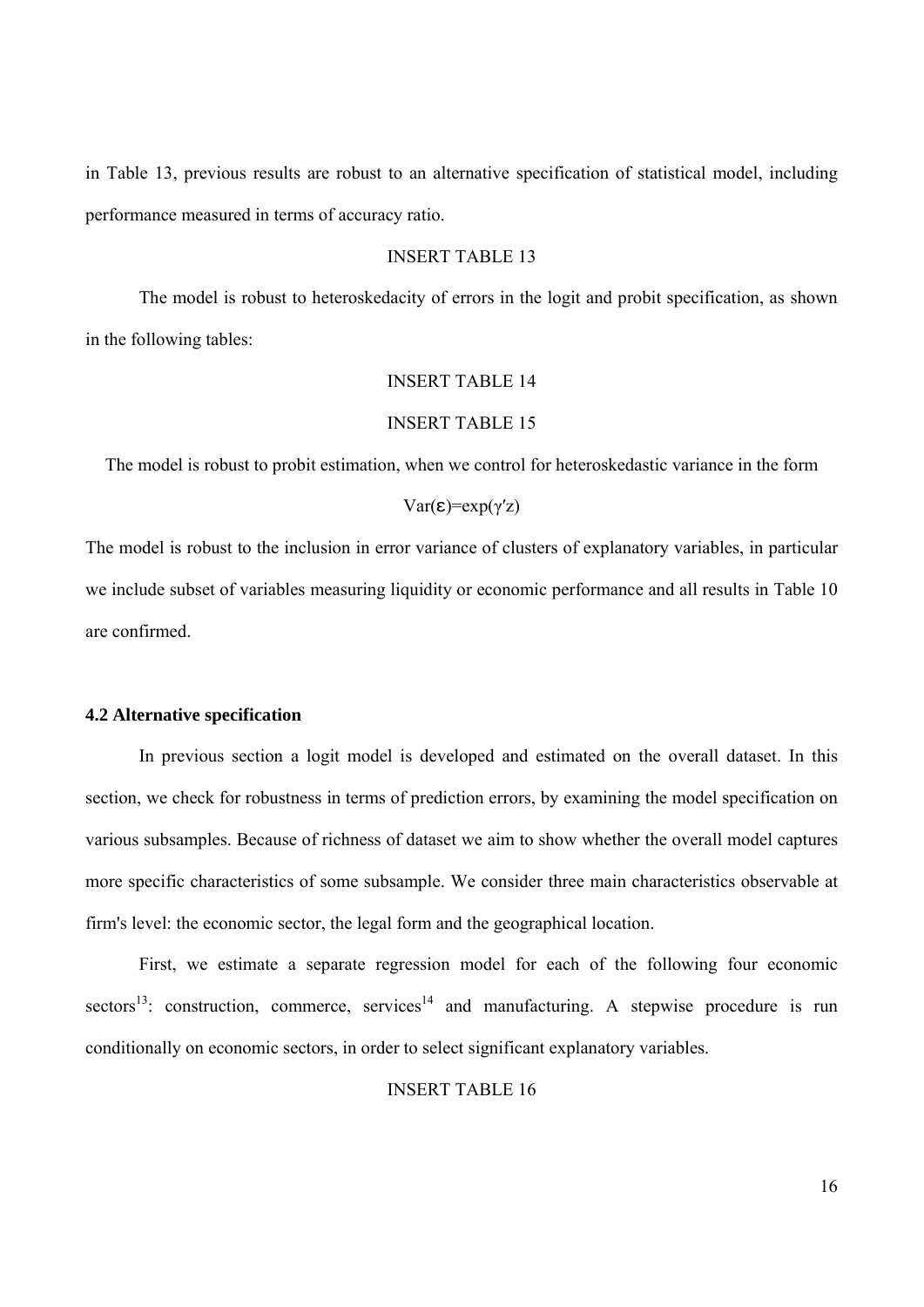in Table 13, previous results are robust to an alternative specification of statistical model, including performance measured in terms of accuracy ratio.

INSERT TABLE 13

The model is robust to heteroskedacity of errors in the logit and probit specification, as shown in the following tables:

INSERT TABLE 14

INSERT TABLE 15

The model is robust to probit estimation, when we control for heteroskedastic variance in the form

$$\mathrm{Var}(\varepsilon)=\exp(\gamma' z)$$

The model is robust to the inclusion in error variance of clusters of explanatory variables, in particular we include subset of variables measuring liquidity or economic performance and all results in Table 10 are confirmed.

### 4.2 Alternative specification

In previous section a logit model is developed and estimated on the overall dataset. In this section, we check for robustness in terms of prediction errors, by examining the model specification on various subsamples. Because of richness of dataset we aim to show whether the overall model captures more specific characteristics of some subsample. We consider three main characteristics observable at firm's level: the economic sector, the legal form and the geographical location.

First, we estimate a separate regression model for each of the following four economic sectors[13]: construction, commerce, services[14] and manufacturing. A stepwise procedure is run conditionally on economic sectors, in order to select significant explanatory variables.

INSERT TABLE 16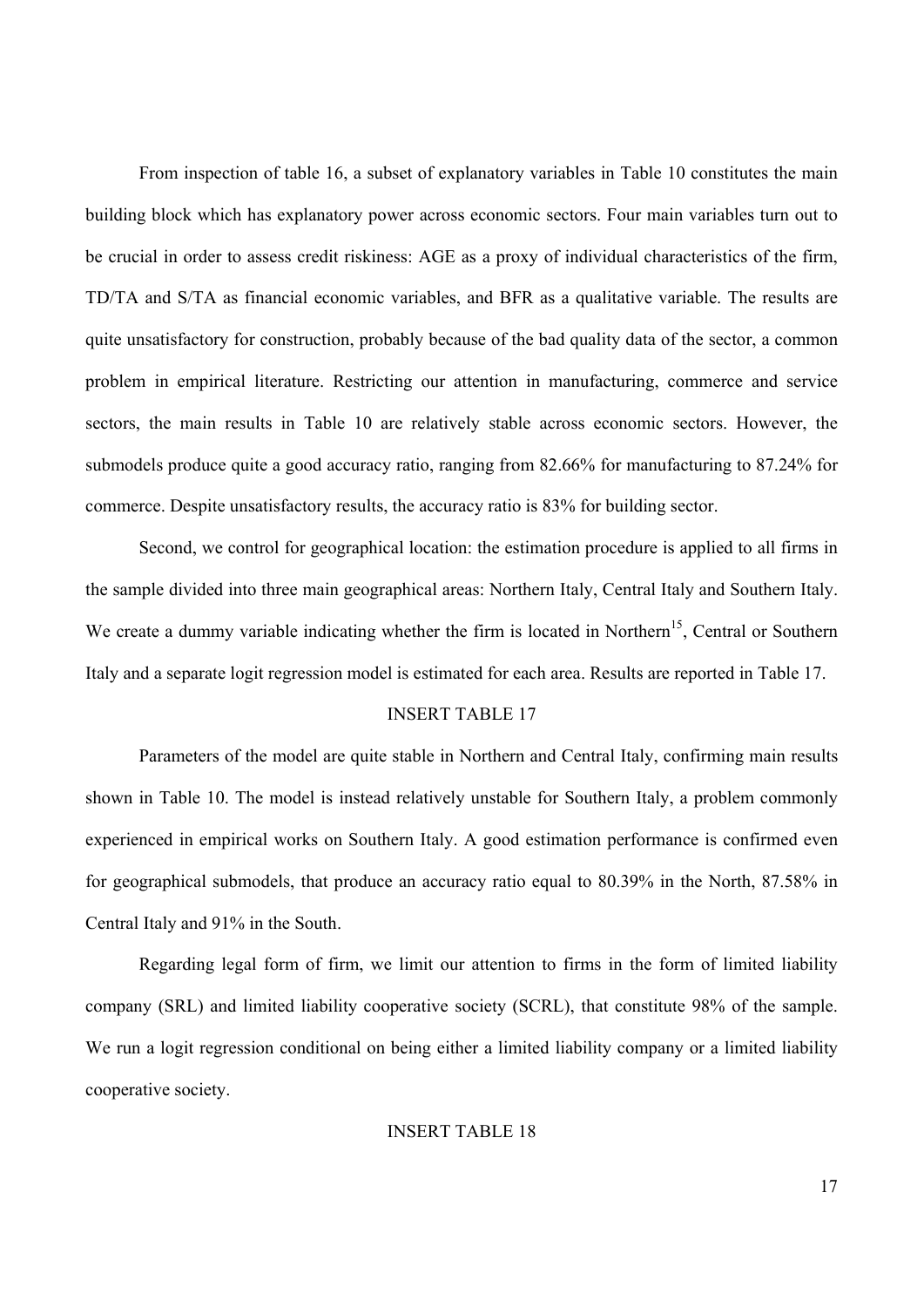From inspection of table 16, a subset of explanatory variables in Table 10 constitutes the main building block which has explanatory power across economic sectors. Four main variables turn out to be crucial in order to assess credit riskiness: AGE as a proxy of individual characteristics of the firm, TD/TA and S/TA as financial economic variables, and BFR as a qualitative variable. The results are quite unsatisfactory for construction, probably because of the bad quality data of the sector, a common problem in empirical literature. Restricting our attention in manufacturing, commerce and service sectors, the main results in Table 10 are relatively stable across economic sectors. However, the submodels produce quite a good accuracy ratio, ranging from 82.66% for manufacturing to 87.24% for commerce. Despite unsatisfactory results, the accuracy ratio is 83% for building sector.

Second, we control for geographical location: the estimation procedure is applied to all firms in the sample divided into three main geographical areas: Northern Italy, Central Italy and Southern Italy. We create a dummy variable indicating whether the firm is located in Northern[15], Central or Southern Italy and a separate logit regression model is estimated for each area. Results are reported in Table 17.

INSERT TABLE 17

Parameters of the model are quite stable in Northern and Central Italy, confirming main results shown in Table 10. The model is instead relatively unstable for Southern Italy, a problem commonly experienced in empirical works on Southern Italy. A good estimation performance is confirmed even for geographical submodels, that produce an accuracy ratio equal to 80.39% in the North, 87.58% in Central Italy and 91% in the South.

Regarding legal form of firm, we limit our attention to firms in the form of limited liability company (SRL) and limited liability cooperative society (SCRL), that constitute 98% of the sample. We run a logit regression conditional on being either a limited liability company or a limited liability cooperative society.

INSERT TABLE 18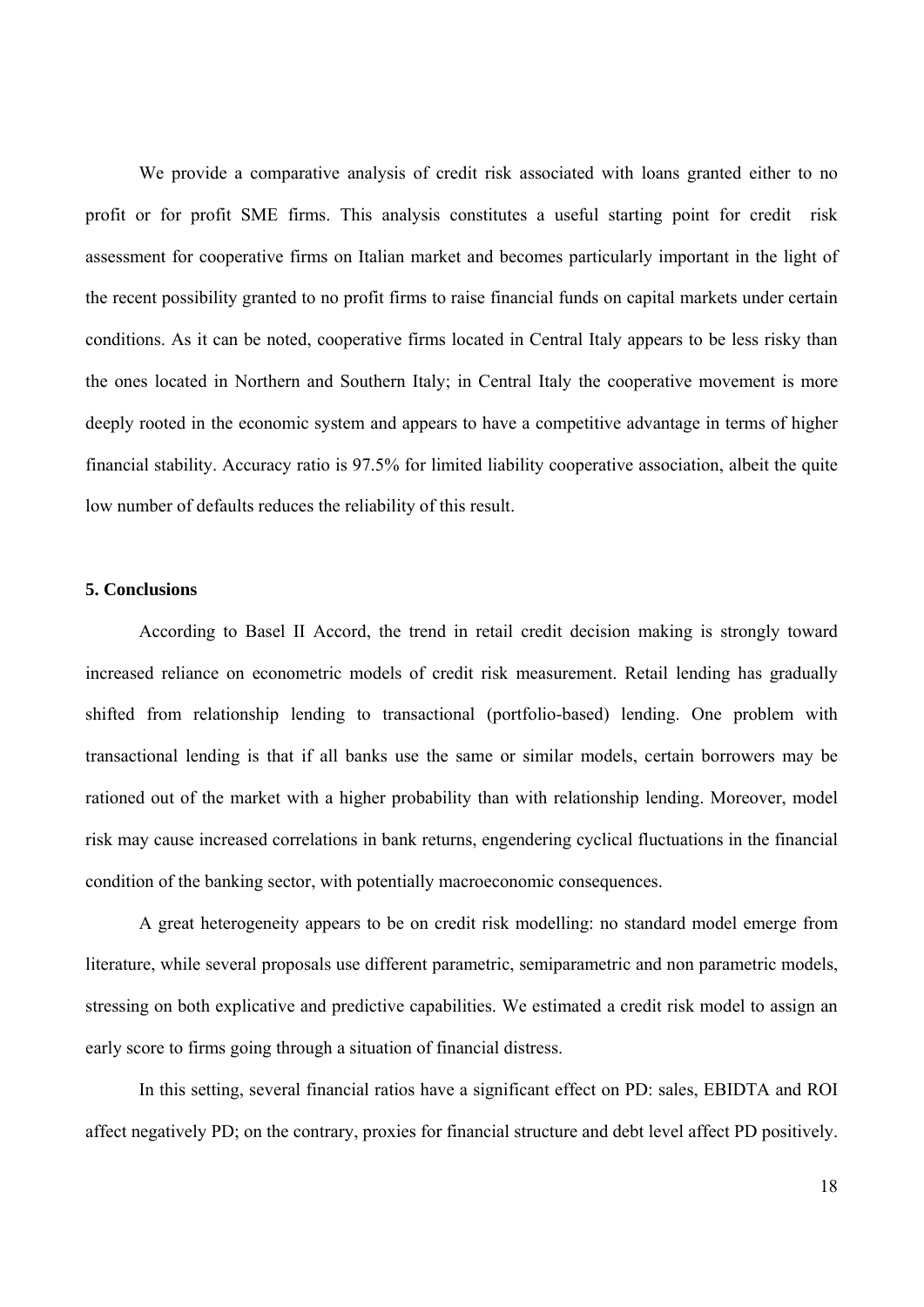We provide a comparative analysis of credit risk associated with loans granted either to no profit or for profit SME firms. This analysis constitutes a useful starting point for credit risk assessment for cooperative firms on Italian market and becomes particularly important in the light of the recent possibility granted to no profit firms to raise financial funds on capital markets under certain conditions. As it can be noted, cooperative firms located in Central Italy appears to be less risky than the ones located in Northern and Southern Italy; in Central Italy the cooperative movement is more deeply rooted in the economic system and appears to have a competitive advantage in terms of higher financial stability. Accuracy ratio is 97.5% for limited liability cooperative association, albeit the quite low number of defaults reduces the reliability of this result.

## 5. Conclusions

According to Basel II Accord, the trend in retail credit decision making is strongly toward increased reliance on econometric models of credit risk measurement. Retail lending has gradually shifted from relationship lending to transactional (portfolio-based) lending. One problem with transactional lending is that if all banks use the same or similar models, certain borrowers may be rationed out of the market with a higher probability than with relationship lending. Moreover, model risk may cause increased correlations in bank returns, engendering cyclical fluctuations in the financial condition of the banking sector, with potentially macroeconomic consequences.

A great heterogeneity appears to be on credit risk modelling: no standard model emerge from literature, while several proposals use different parametric, semiparametric and non parametric models, stressing on both explicative and predictive capabilities. We estimated a credit risk model to assign an early score to firms going through a situation of financial distress.

In this setting, several financial ratios have a significant effect on PD: sales, EBIDTA and ROI affect negatively PD; on the contrary, proxies for financial structure and debt level affect PD positively.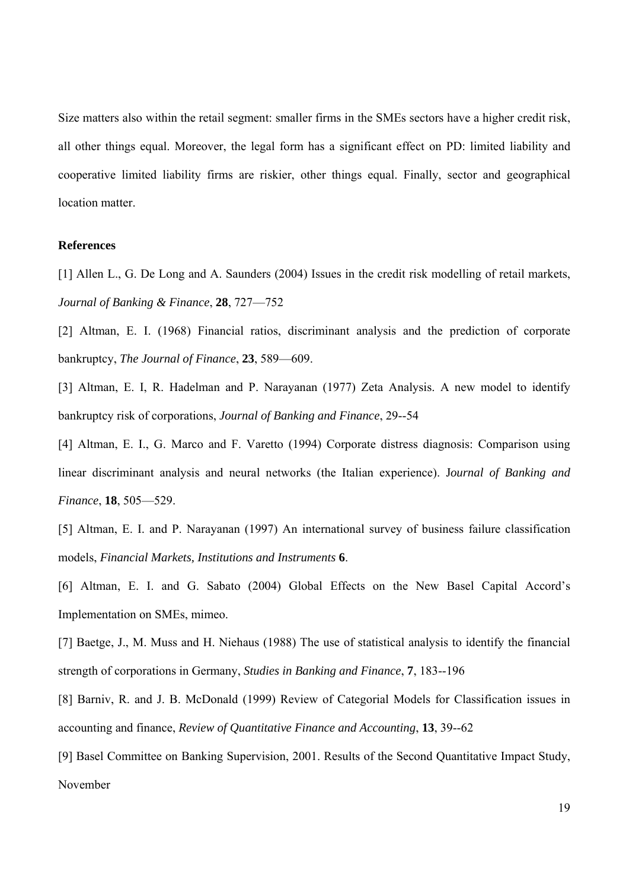Size matters also within the retail segment: smaller firms in the SMEs sectors have a higher credit risk, all other things equal. Moreover, the legal form has a significant effect on PD: limited liability and cooperative limited liability firms are riskier, other things equal. Finally, sector and geographical location matter.

**References**

[1] Allen L., G. De Long and A. Saunders (2004) Issues in the credit risk modelling of retail markets, *Journal of Banking & Finance*, **28**, 727—752

[2] Altman, E. I. (1968) Financial ratios, discriminant analysis and the prediction of corporate bankruptcy, *The Journal of Finance*, **23**, 589—609.

[3] Altman, E. I, R. Hadelman and P. Narayanan (1977) Zeta Analysis. A new model to identify bankruptcy risk of corporations, *Journal of Banking and Finance*, 29--54

[4] Altman, E. I., G. Marco and F. Varetto (1994) Corporate distress diagnosis: Comparison using linear discriminant analysis and neural networks (the Italian experience). J*ournal of Banking and Finance*, **18**, 505—529.

[5] Altman, E. I. and P. Narayanan (1997) An international survey of business failure classification models, *Financial Markets, Institutions and Instruments* **6**.

[6] Altman, E. I. and G. Sabato (2004) Global Effects on the New Basel Capital Accord's Implementation on SMEs, mimeo.

[7] Baetge, J., M. Muss and H. Niehaus (1988) The use of statistical analysis to identify the financial strength of corporations in Germany, *Studies in Banking and Finance*, **7**, 183--196

[8] Barniv, R. and J. B. McDonald (1999) Review of Categorial Models for Classification issues in accounting and finance, *Review of Quantitative Finance and Accounting*, **13**, 39--62

[9] Basel Committee on Banking Supervision, 2001. Results of the Second Quantitative Impact Study, November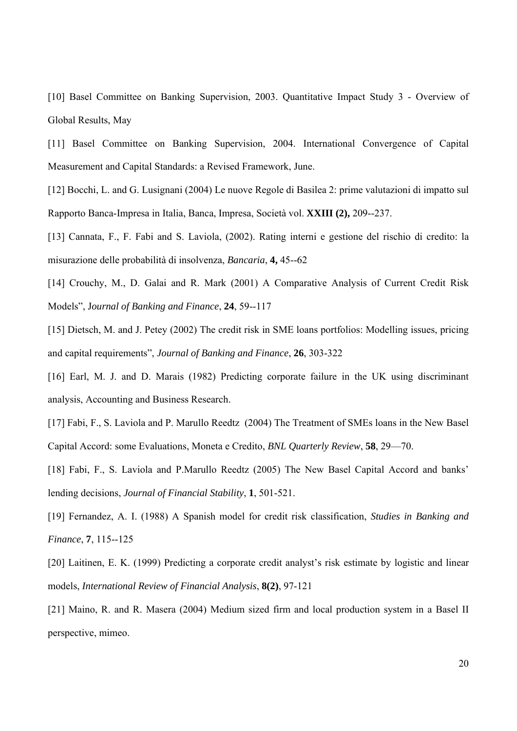[10] Basel Committee on Banking Supervision, 2003. Quantitative Impact Study 3 - Overview of Global Results, May

[11] Basel Committee on Banking Supervision, 2004. International Convergence of Capital Measurement and Capital Standards: a Revised Framework, June.

[12] Bocchi, L. and G. Lusignani (2004) Le nuove Regole di Basilea 2: prime valutazioni di impatto sul Rapporto Banca-Impresa in Italia, Banca, Impresa, Società vol. **XXIII (2),** 209--237.

[13] Cannata, F., F. Fabi and S. Laviola, (2002). Rating interni e gestione del rischio di credito: la misurazione delle probabilità di insolvenza, *Bancaria*, **4,** 45--62

[14] Crouchy, M., D. Galai and R. Mark (2001) A Comparative Analysis of Current Credit Risk Models", J*ournal of Banking and Finance*, **24**, 59--117

[15] Dietsch, M. and J. Petey (2002) The credit risk in SME loans portfolios: Modelling issues, pricing and capital requirements", *Journal of Banking and Finance*, **26**, 303-322

[16] Earl, M. J. and D. Marais (1982) Predicting corporate failure in the UK using discriminant analysis, Accounting and Business Research.

[17] Fabi, F., S. Laviola and P. Marullo Reedtz (2004) The Treatment of SMEs loans in the New Basel Capital Accord: some Evaluations, Moneta e Credito, *BNL Quarterly Review*, **58**, 29—70.

[18] Fabi, F., S. Laviola and P.Marullo Reedtz (2005) The New Basel Capital Accord and banks' lending decisions, *Journal of Financial Stability*, **1**, 501-521.

[19] Fernandez, A. I. (1988) A Spanish model for credit risk classification, *Studies in Banking and Finance*, **7**, 115--125

[20] Laitinen, E. K. (1999) Predicting a corporate credit analyst's risk estimate by logistic and linear models, *International Review of Financial Analysis*, **8(2)**, 97-121

[21] Maino, R. and R. Masera (2004) Medium sized firm and local production system in a Basel II perspective, mimeo.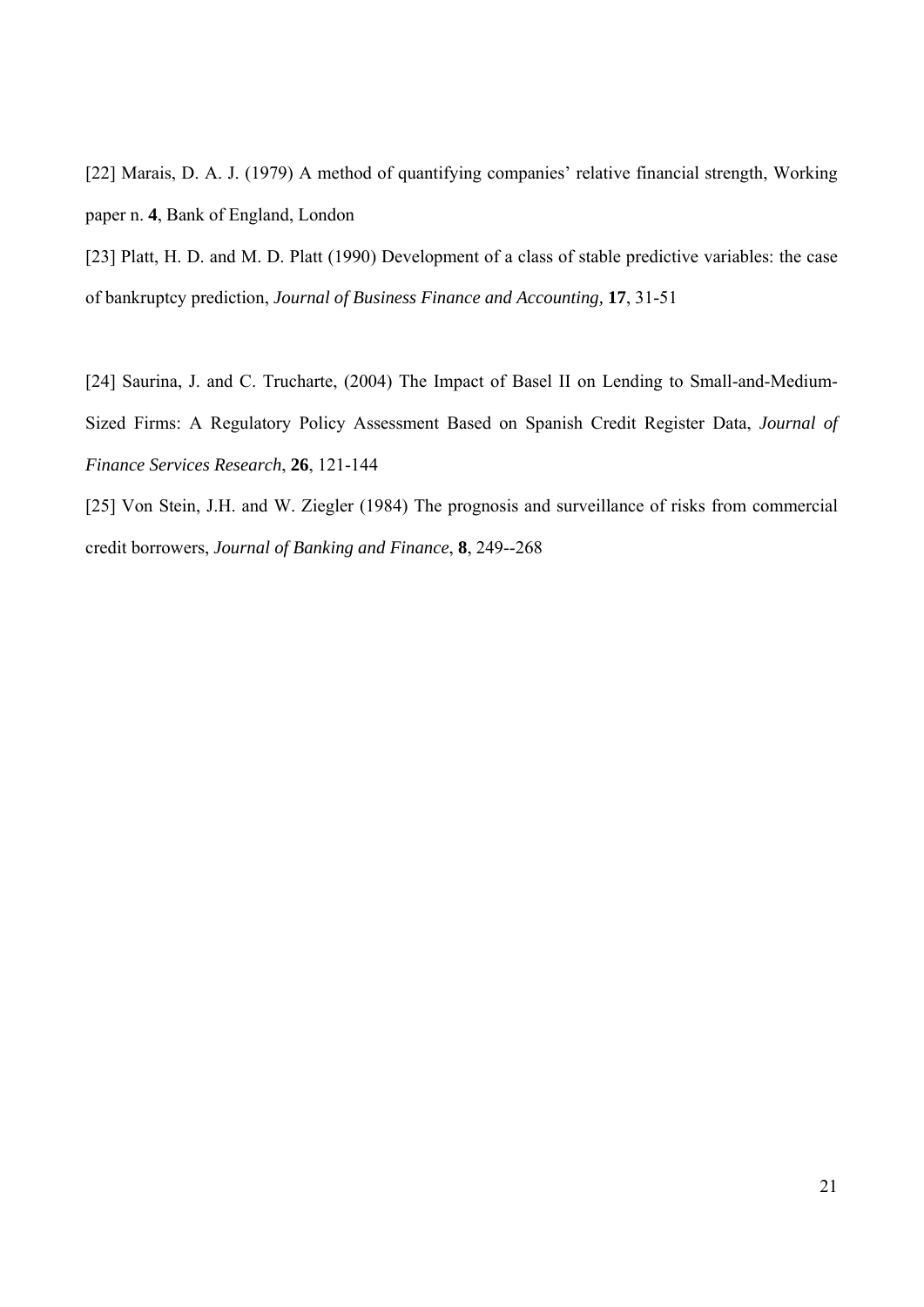[22] Marais, D. A. J. (1979) A method of quantifying companies' relative financial strength, Working paper n. **4**, Bank of England, London

[23] Platt, H. D. and M. D. Platt (1990) Development of a class of stable predictive variables: the case of bankruptcy prediction, *Journal of Business Finance and Accounting,* **17**, 31-51

[24] Saurina, J. and C. Trucharte, (2004) The Impact of Basel II on Lending to Small-and-Medium-Sized Firms: A Regulatory Policy Assessment Based on Spanish Credit Register Data, *Journal of Finance Services Research*, **26**, 121-144

[25] Von Stein, J.H. and W. Ziegler (1984) The prognosis and surveillance of risks from commercial credit borrowers, *Journal of Banking and Finance*, **8**, 249--268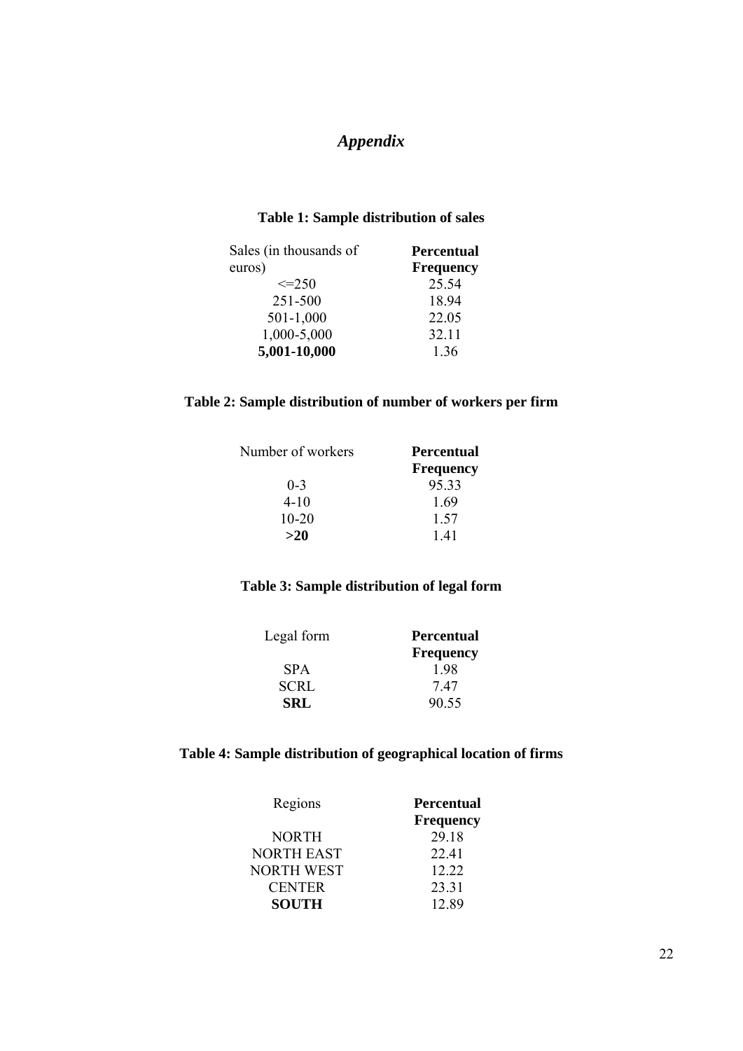# *Appendix*

**Table 1: Sample distribution of sales**

| Sales (in thousands of euros) | **Percentual Frequency** |
|---|---|
| <=250 | 25.54 |
| 251-500 | 18.94 |
| 501-1,000 | 22.05 |
| 1,000-5,000 | 32.11 |
| **5,001-10,000** | 1.36 |

**Table 2: Sample distribution of number of workers per firm**

| Number of workers | **Percentual Frequency** |
|---|---|
| 0-3 | 95.33 |
| 4-10 | 1.69 |
| 10-20 | 1.57 |
| **>20** | 1.41 |

**Table 3: Sample distribution of legal form**

| Legal form | **Percentual Frequency** |
|---|---|
| SPA | 1.98 |
| SCRL | 7.47 |
| **SRL** | 90.55 |

**Table 4: Sample distribution of geographical location of firms**

| Regions | **Percentual Frequency** |
|---|---|
| NORTH | 29.18 |
| NORTH EAST | 22.41 |
| NORTH WEST | 12.22 |
| CENTER | 23.31 |
| **SOUTH** | 12.89 |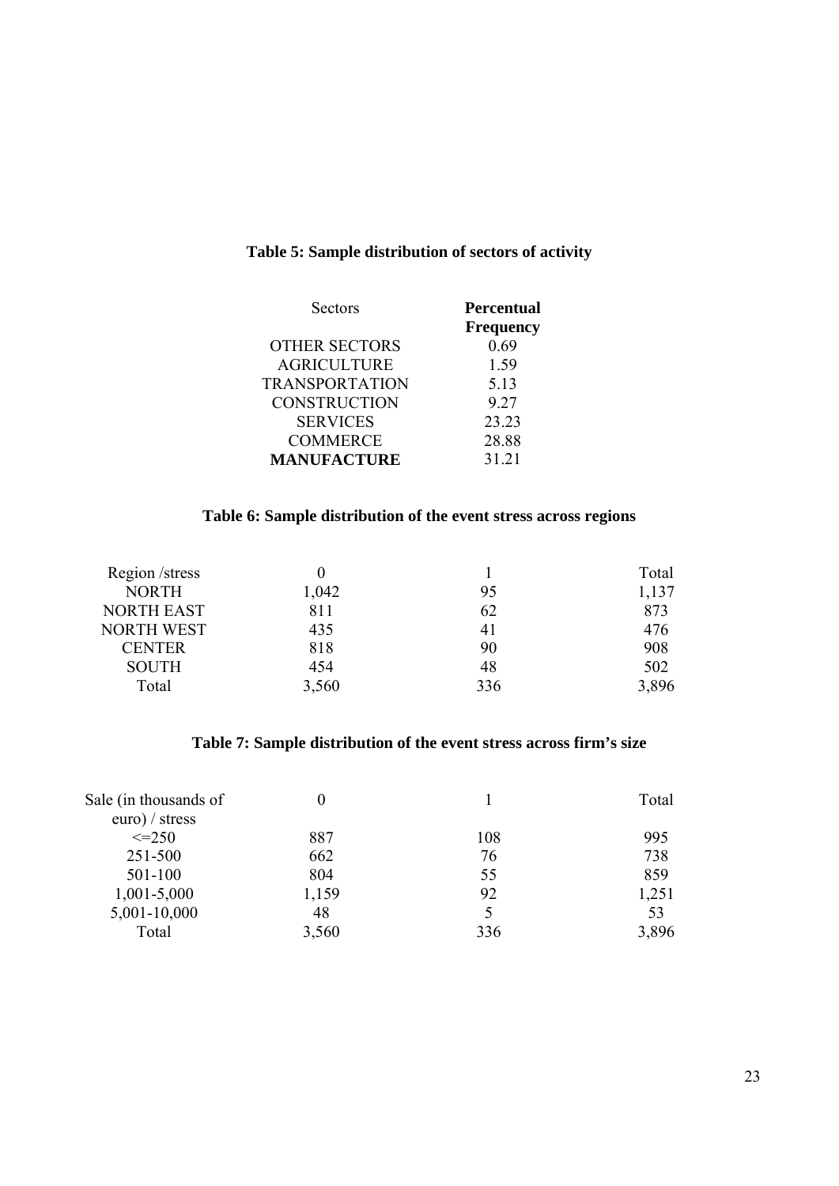**Table 5: Sample distribution of sectors of activity**

| Sectors | **Percentual Frequency** |
|---|---|
| OTHER SECTORS | 0.69 |
| AGRICULTURE | 1.59 |
| TRANSPORTATION | 5.13 |
| CONSTRUCTION | 9.27 |
| SERVICES | 23.23 |
| COMMERCE | 28.88 |
| **MANUFACTURE** | 31.21 |

**Table 6: Sample distribution of the event stress across regions**

| Region /stress | 0 | 1 | Total |
|---|---|---|---|
| NORTH | 1,042 | 95 | 1,137 |
| NORTH EAST | 811 | 62 | 873 |
| NORTH WEST | 435 | 41 | 476 |
| CENTER | 818 | 90 | 908 |
| SOUTH | 454 | 48 | 502 |
| Total | 3,560 | 336 | 3,896 |

**Table 7: Sample distribution of the event stress across firm's size**

| Sale (in thousands of euro) / stress | 0 | 1 | Total |
|---|---|---|---|
| <=250 | 887 | 108 | 995 |
| 251-500 | 662 | 76 | 738 |
| 501-100 | 804 | 55 | 859 |
| 1,001-5,000 | 1,159 | 92 | 1,251 |
| 5,001-10,000 | 48 | 5 | 53 |
| Total | 3,560 | 336 | 3,896 |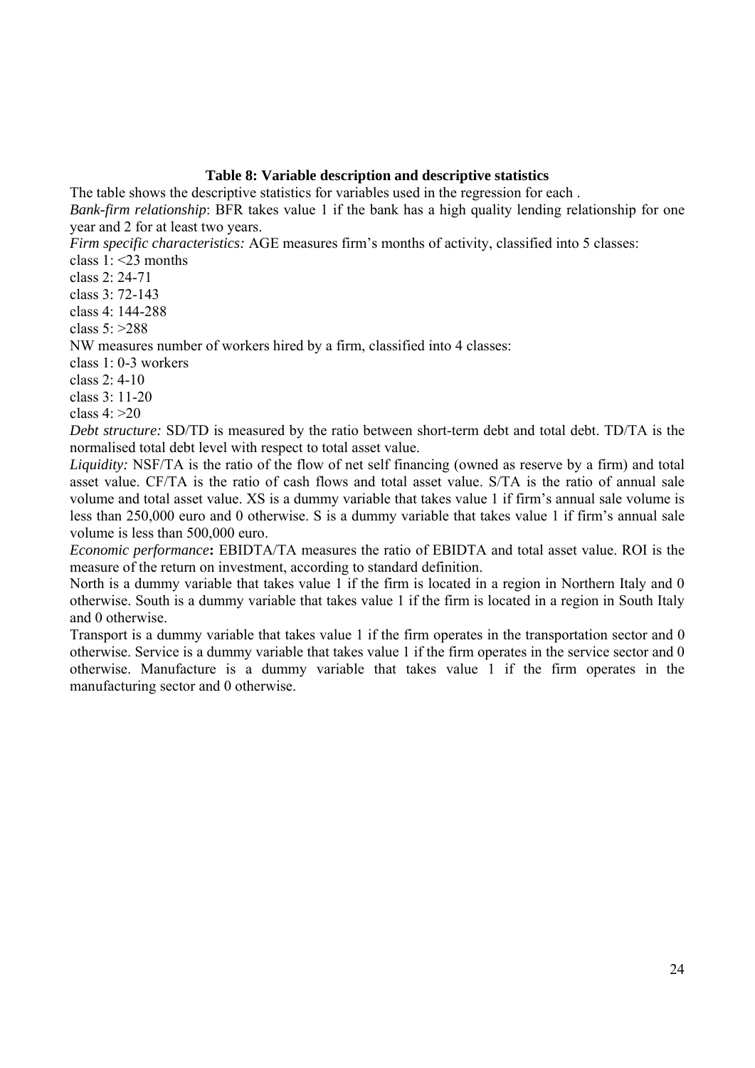**Table 8: Variable description and descriptive statistics**

The table shows the descriptive statistics for variables used in the regression for each .

*Bank-firm relationship*: BFR takes value 1 if the bank has a high quality lending relationship for one year and 2 for at least two years.

*Firm specific characteristics:* AGE measures firm's months of activity, classified into 5 classes:

class 1: <23 months  
class 2: 24-71  
class 3: 72-143  
class 4: 144-288  
class 5: >288

NW measures number of workers hired by a firm, classified into 4 classes:

class 1: 0-3 workers  
class 2: 4-10  
class 3: 11-20  
class 4: >20

*Debt structure:* SD/TD is measured by the ratio between short-term debt and total debt. TD/TA is the normalised total debt level with respect to total asset value.

*Liquidity:* NSF/TA is the ratio of the flow of net self financing (owned as reserve by a firm) and total asset value. CF/TA is the ratio of cash flows and total asset value. S/TA is the ratio of annual sale volume and total asset value. XS is a dummy variable that takes value 1 if firm's annual sale volume is less than 250,000 euro and 0 otherwise. S is a dummy variable that takes value 1 if firm's annual sale volume is less than 500,000 euro.

*Economic performance***:** EBIDTA/TA measures the ratio of EBIDTA and total asset value. ROI is the measure of the return on investment, according to standard definition.

North is a dummy variable that takes value 1 if the firm is located in a region in Northern Italy and 0 otherwise. South is a dummy variable that takes value 1 if the firm is located in a region in South Italy and 0 otherwise.

Transport is a dummy variable that takes value 1 if the firm operates in the transportation sector and 0 otherwise. Service is a dummy variable that takes value 1 if the firm operates in the service sector and 0 otherwise. Manufacture is a dummy variable that takes value 1 if the firm operates in the manufacturing sector and 0 otherwise.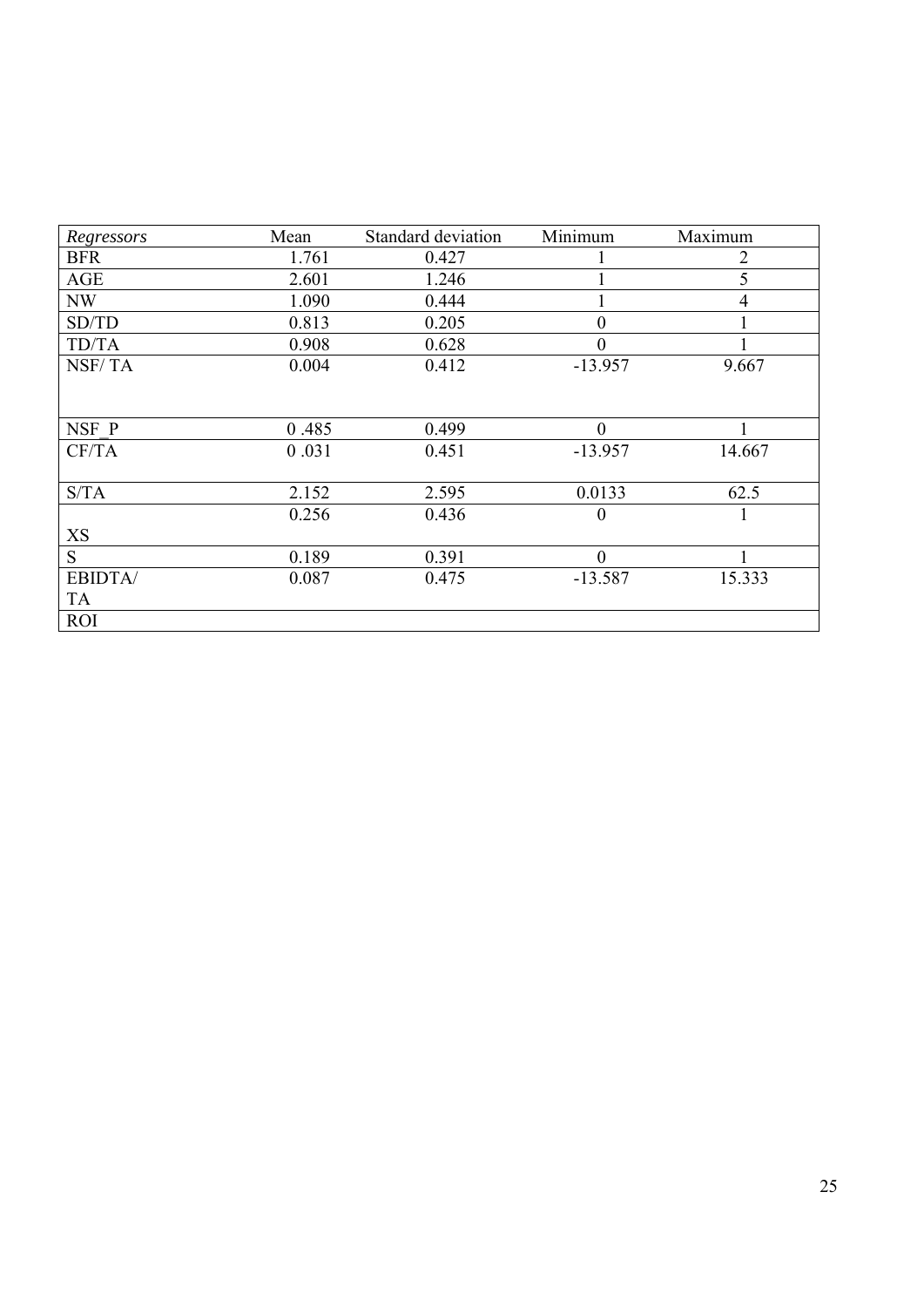| *Regressors* | Mean | Standard deviation | Minimum | Maximum |
|---|---|---|---|---|
| BFR | 1.761 | 0.427 | 1 | 2 |
| AGE | 2.601 | 1.246 | 1 | 5 |
| NW | 1.090 | 0.444 | 1 | 4 |
| SD/TD | 0.813 | 0.205 | 0 | 1 |
| TD/TA | 0.908 | 0.628 | 0 | 1 |
| NSF/ TA | 0.004 | 0.412 | -13.957 | 9.667 |
| NSF_P | 0 .485 | 0.499 | 0 | 1 |
| CF/TA | 0 .031 | 0.451 | -13.957 | 14.667 |
| S/TA | 2.152 | 2.595 | 0.0133 | 62.5 |
| XS | 0.256 | 0.436 | 0 | 1 |
| S | 0.189 | 0.391 | 0 | 1 |
| EBIDTA/ TA | 0.087 | 0.475 | -13.587 | 15.333 |
| ROI | | | | |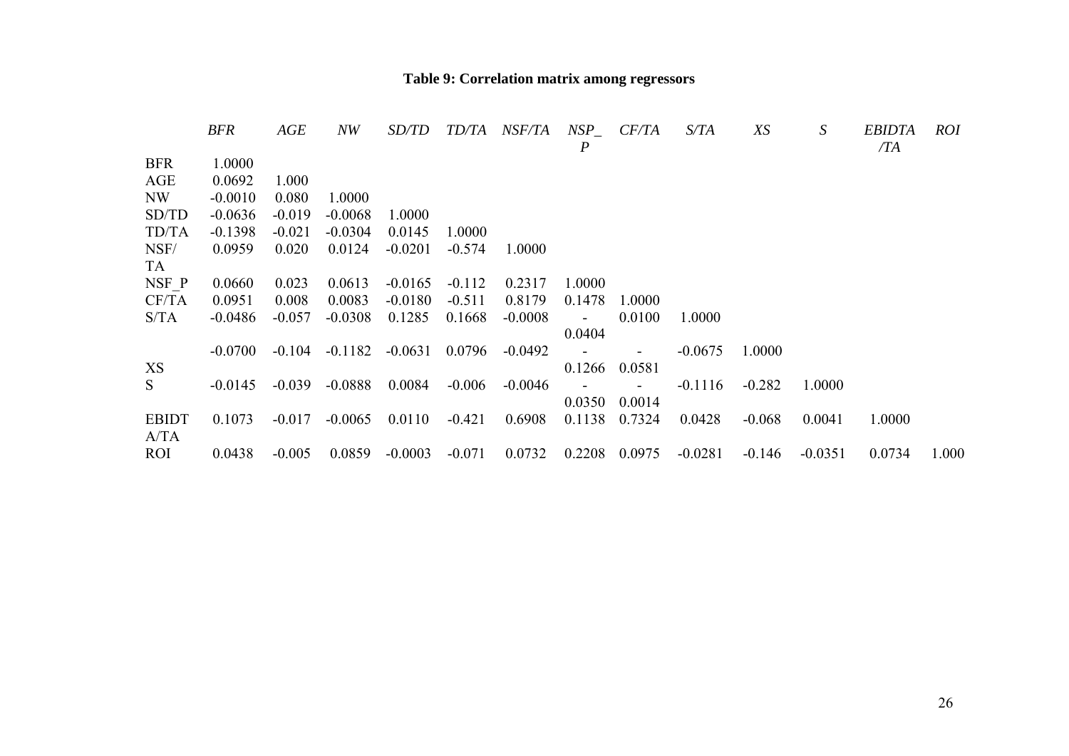**Table 9: Correlation matrix among regressors**

| | *BFR* | *AGE* | *NW* | *SD/TD* | *TD/TA* | *NSF/TA* | *NSP_P* | *CF/TA* | *S/TA* | *XS* | *S* | *EBIDTA/TA* | *ROI* |
|---|---|---|---|---|---|---|---|---|---|---|---|---|---|
| BFR | 1.0000 | | | | | | | | | | | | |
| AGE | 0.0692 | 1.000 | | | | | | | | | | | |
| NW | -0.0010 | 0.080 | 1.0000 | | | | | | | | | | |
| SD/TD | -0.0636 | -0.019 | -0.0068 | 1.0000 | | | | | | | | | |
| TD/TA | -0.1398 | -0.021 | -0.0304 | 0.0145 | 1.0000 | | | | | | | | |
| NSF/TA | 0.0959 | 0.020 | 0.0124 | -0.0201 | -0.574 | 1.0000 | | | | | | | |
| NSF_P | 0.0660 | 0.023 | 0.0613 | -0.0165 | -0.112 | 0.2317 | 1.0000 | | | | | | |
| CF/TA | 0.0951 | 0.008 | 0.0083 | -0.0180 | -0.511 | 0.8179 | 0.1478 | 1.0000 | | | | | |
| S/TA | -0.0486 | -0.057 | -0.0308 | 0.1285 | 0.1668 | -0.0008 | -0.0404 | 0.0100 | 1.0000 | | | | |
| XS | -0.0700 | -0.104 | -0.1182 | -0.0631 | 0.0796 | -0.0492 | -0.1266 | -0.0581 | -0.0675 | 1.0000 | | | |
| S | -0.0145 | -0.039 | -0.0888 | 0.0084 | -0.006 | -0.0046 | -0.0350 | -0.0014 | -0.1116 | -0.282 | 1.0000 | | |
| EBIDTA/TA | 0.1073 | -0.017 | -0.0065 | 0.0110 | -0.421 | 0.6908 | 0.1138 | 0.7324 | 0.0428 | -0.068 | 0.0041 | 1.0000 | |
| ROI | 0.0438 | -0.005 | 0.0859 | -0.0003 | -0.071 | 0.0732 | 0.2208 | 0.0975 | -0.0281 | -0.146 | -0.0351 | 0.0734 | 1.000 |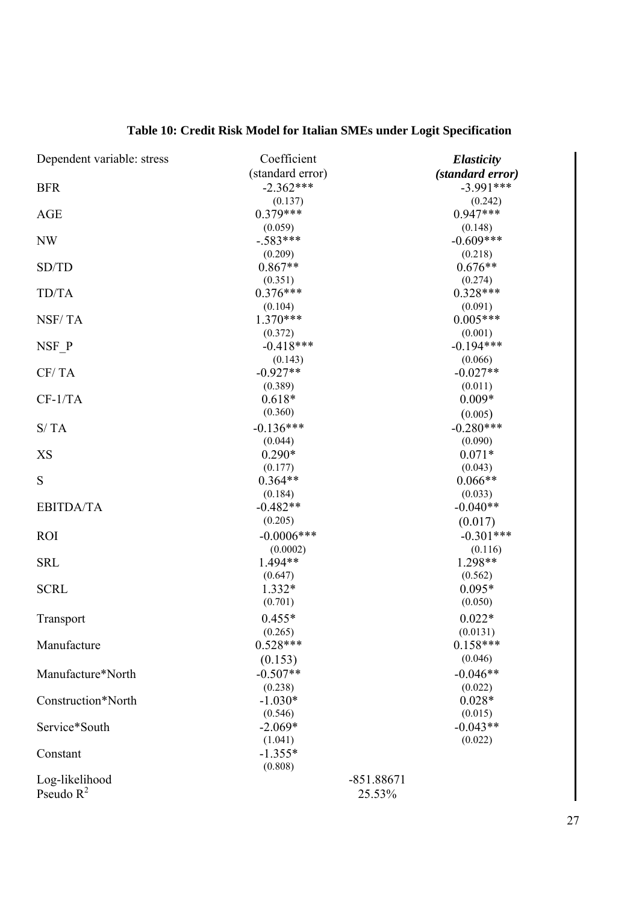**Table 10: Credit Risk Model for Italian SMEs under Logit Specification**

| Dependent variable: stress | Coefficient (standard error) | ***Elasticity (standard error)*** |
|---|---|---|
| BFR | -2.362*** | -3.991*** |
| | (0.137) | (0.242) |
| AGE | 0.379*** | 0.947*** |
| | (0.059) | (0.148) |
| NW | -.583*** | -0.609*** |
| | (0.209) | (0.218) |
| SD/TD | 0.867** | 0.676** |
| | (0.351) | (0.274) |
| TD/TA | 0.376*** | 0.328*** |
| | (0.104) | (0.091) |
| NSF/ TA | 1.370*** | 0.005*** |
| | (0.372) | (0.001) |
| NSF_P | -0.418*** | -0.194*** |
| | (0.143) | (0.066) |
| CF/ TA | -0.927** | -0.027** |
| | (0.389) | (0.011) |
| CF-1/TA | 0.618* | 0.009* |
| | (0.360) | (0.005) |
| S/ TA | -0.136*** | -0.280*** |
| | (0.044) | (0.090) |
| XS | 0.290* | 0.071* |
| | (0.177) | (0.043) |
| S | 0.364** | 0.066** |
| | (0.184) | (0.033) |
| EBITDA/TA | -0.482** | -0.040** |
| | (0.205) | (0.017) |
| ROI | -0.0006*** | -0.301*** |
| | (0.0002) | (0.116) |
| SRL | 1.494** | 1.298** |
| | (0.647) | (0.562) |
| SCRL | 1.332* | 0.095* |
| | (0.701) | (0.050) |
| Transport | 0.455* | 0.022* |
| | (0.265) | (0.0131) |
| Manufacture | 0.528*** | 0.158*** |
| | (0.153) | (0.046) |
| Manufacture*North | -0.507** | -0.046** |
| | (0.238) | (0.022) |
| Construction*North | -1.030* | 0.028* |
| | (0.546) | (0.015) |
| Service*South | -2.069* | -0.043** |
| | (1.041) | (0.022) |
| Constant | -1.355* | |
| | (0.808) | |
| Log-likelihood | -851.88671 | |
| Pseudo $R^2$ | 25.53% | |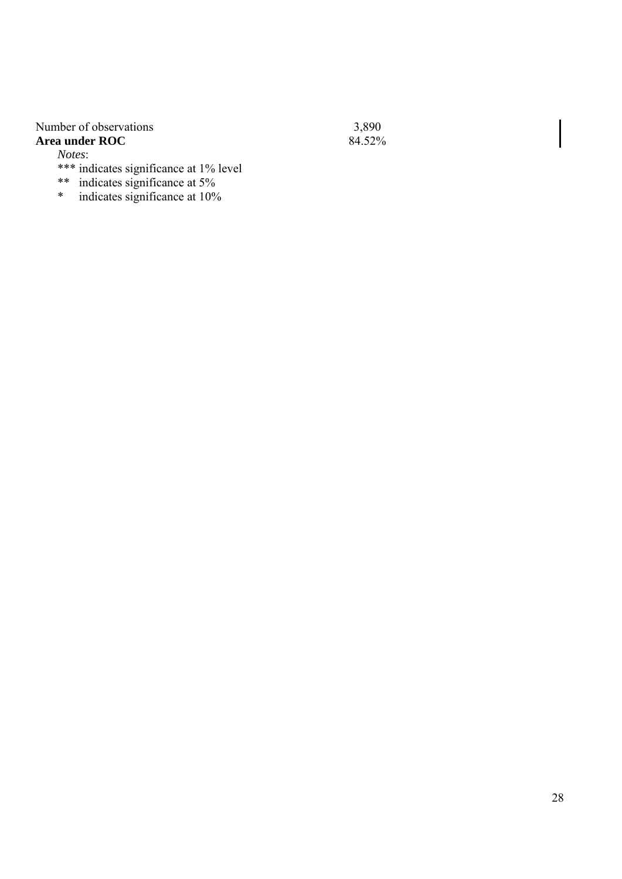| | |
|---|---|
| Number of observations | 3,890 |
| **Area under ROC** | 84.52% |

*Notes*:

*** indicates significance at 1% level

** indicates significance at 5%

* indicates significance at 10%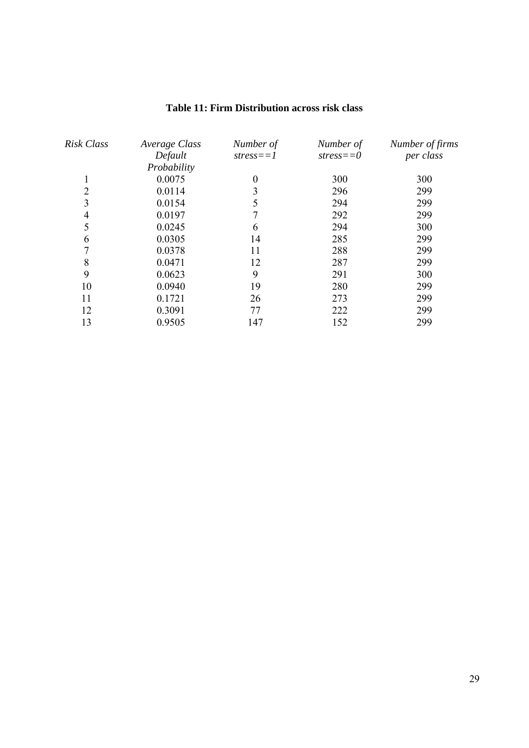**Table 11: Firm Distribution across risk class**

| *Risk Class* | *Average Class Default Probability* | *Number of stress==1* | *Number of stress==0* | *Number of firms per class* |
|---|---|---|---|---|
| 1 | 0.0075 | 0 | 300 | 300 |
| 2 | 0.0114 | 3 | 296 | 299 |
| 3 | 0.0154 | 5 | 294 | 299 |
| 4 | 0.0197 | 7 | 292 | 299 |
| 5 | 0.0245 | 6 | 294 | 300 |
| 6 | 0.0305 | 14 | 285 | 299 |
| 7 | 0.0378 | 11 | 288 | 299 |
| 8 | 0.0471 | 12 | 287 | 299 |
| 9 | 0.0623 | 9 | 291 | 300 |
| 10 | 0.0940 | 19 | 280 | 299 |
| 11 | 0.1721 | 26 | 273 | 299 |
| 12 | 0.3091 | 77 | 222 | 299 |
| 13 | 0.9505 | 147 | 152 | 299 |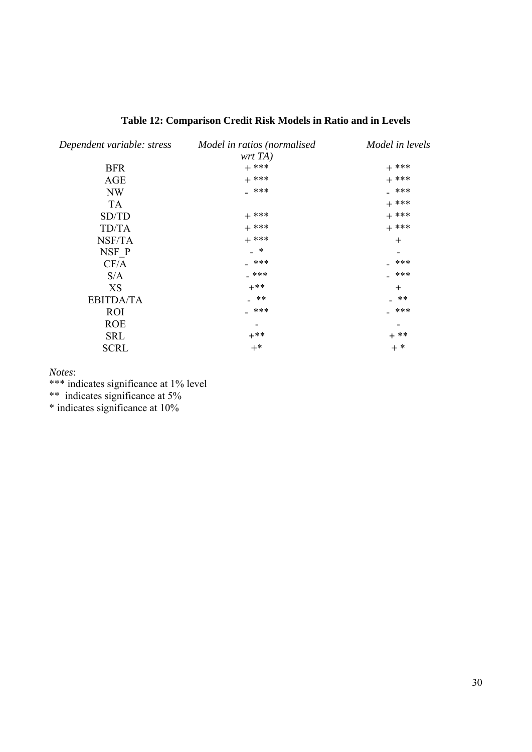**Table 12: Comparison Credit Risk Models in Ratio and in Levels**

| *Dependent variable: stress* | *Model in ratios (normalised wrt TA)* | *Model in levels* |
|---|---|---|
| BFR | + *** | + *** |
| AGE | + *** | + *** |
| NW | - *** | - *** |
| TA | | + *** |
| SD/TD | + *** | + *** |
| TD/TA | + *** | + *** |
| NSF/TA | + *** | + |
| NSF_P | - * | - |
| CF/A | - *** | - *** |
| S/A | - *** | - *** |
| XS | +** | + |
| EBITDA/TA | - ** | - ** |
| ROI | - *** | - *** |
| ROE | - | - |
| SRL | +** | + ** |
| SCRL | +* | + * |

*Notes*:
*** indicates significance at 1% level
** indicates significance at 5%
* indicates significance at 10%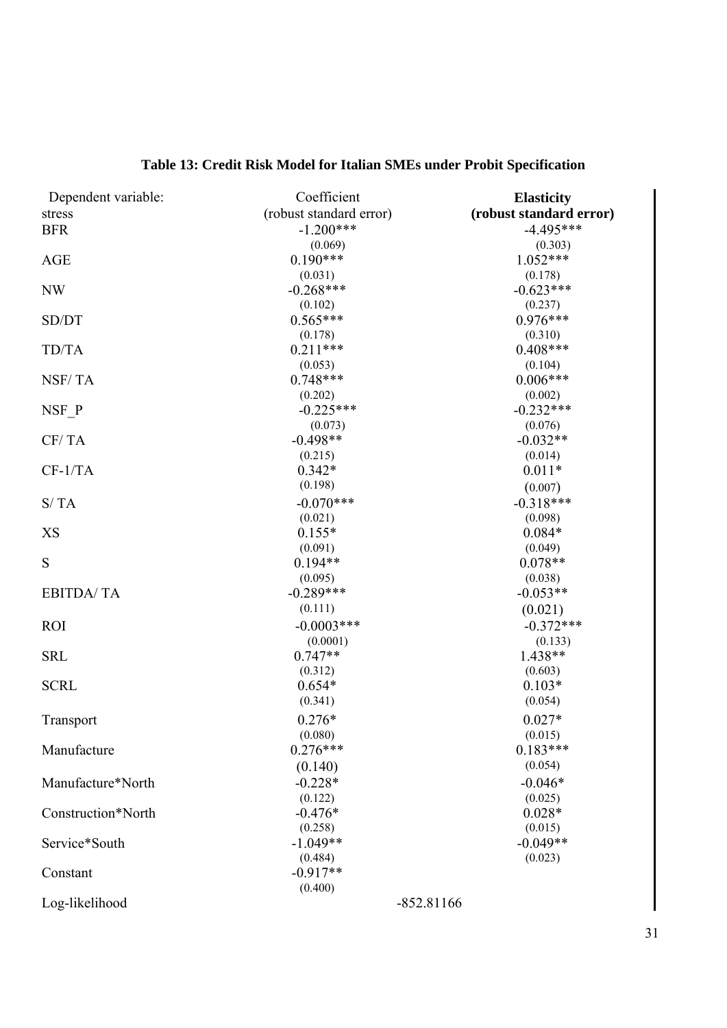**Table 13: Credit Risk Model for Italian SMEs under Probit Specification**

| Dependent variable: stress | Coefficient (robust standard error) | **Elasticity (robust standard error)** |
|---|---|---|
| BFR | -1.200*** | -4.495*** |
| | (0.069) | (0.303) |
| AGE | 0.190*** | 1.052*** |
| | (0.031) | (0.178) |
| NW | -0.268*** | -0.623*** |
| | (0.102) | (0.237) |
| SD/DT | 0.565*** | 0.976*** |
| | (0.178) | (0.310) |
| TD/TA | 0.211*** | 0.408*** |
| | (0.053) | (0.104) |
| NSF/ TA | 0.748*** | 0.006*** |
| | (0.202) | (0.002) |
| NSF_P | -0.225*** | -0.232*** |
| | (0.073) | (0.076) |
| CF/ TA | -0.498** | -0.032** |
| | (0.215) | (0.014) |
| CF-1/TA | 0.342* | 0.011* |
| | (0.198) | (0.007) |
| S/ TA | -0.070*** | -0.318*** |
| | (0.021) | (0.098) |
| XS | 0.155* | 0.084* |
| | (0.091) | (0.049) |
| S | 0.194** | 0.078** |
| | (0.095) | (0.038) |
| EBITDA/ TA | -0.289*** | -0.053** |
| | (0.111) | (0.021) |
| ROI | -0.0003*** | -0.372*** |
| | (0.0001) | (0.133) |
| SRL | 0.747** | 1.438** |
| | (0.312) | (0.603) |
| SCRL | 0.654* | 0.103* |
| | (0.341) | (0.054) |
| Transport | 0.276* | 0.027* |
| | (0.080) | (0.015) |
| Manufacture | 0.276*** | 0.183*** |
| | (0.140) | (0.054) |
| Manufacture*North | -0.228* | -0.046* |
| | (0.122) | (0.025) |
| Construction*North | -0.476* | 0.028* |
| | (0.258) | (0.015) |
| Service*South | -1.049** | -0.049** |
| | (0.484) | (0.023) |
| Constant | -0.917** | |
| | (0.400) | |
| Log-likelihood | -852.81166 | |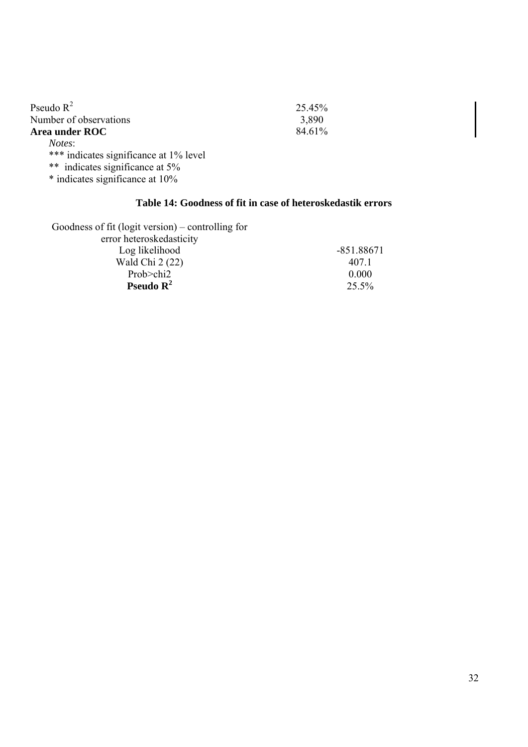| | |
|---|---|
| Pseudo $R^2$ | 25.45% |
| Number of observations | 3,890 |
| **Area under ROC** | 84.61% |

*Notes*:

*** indicates significance at 1% level

** indicates significance at 5%

* indicates significance at 10%

**Table 14: Goodness of fit in case of heteroskedastik errors**

| Goodness of fit (logit version) – controlling for error heteroskedasticity | |
|---|---|
| Log likelihood | -851.88671 |
| Wald Chi 2 (22) | 407.1 |
| Prob>chi2 | 0.000 |
| **Pseudo $R^2$** | 25.5% |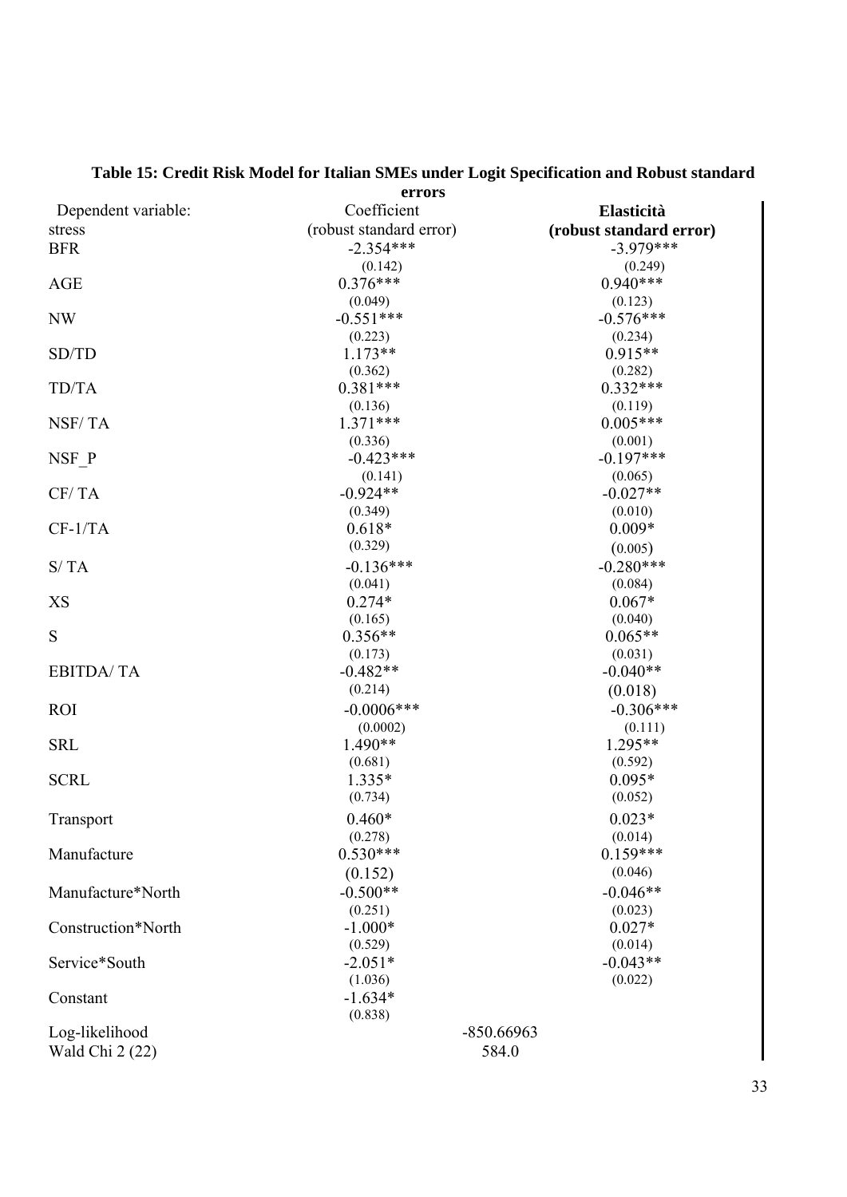**Table 15: Credit Risk Model for Italian SMEs under Logit Specification and Robust standard errors**

| Dependent variable: stress | Coefficient (robust standard error) | **Elasticità (robust standard error)** |
|---|---|---|
| BFR | -2.354*** | -3.979*** |
| | (0.142) | (0.249) |
| AGE | 0.376*** | 0.940*** |
| | (0.049) | (0.123) |
| NW | -0.551*** | -0.576*** |
| | (0.223) | (0.234) |
| SD/TD | 1.173** | 0.915** |
| | (0.362) | (0.282) |
| TD/TA | 0.381*** | 0.332*** |
| | (0.136) | (0.119) |
| NSF/ TA | 1.371*** | 0.005*** |
| | (0.336) | (0.001) |
| NSF_P | -0.423*** | -0.197*** |
| | (0.141) | (0.065) |
| CF/ TA | -0.924** | -0.027** |
| | (0.349) | (0.010) |
| CF-1/TA | 0.618* | 0.009* |
| | (0.329) | (0.005) |
| S/ TA | -0.136*** | -0.280*** |
| | (0.041) | (0.084) |
| XS | 0.274* | 0.067* |
| | (0.165) | (0.040) |
| S | 0.356** | 0.065** |
| | (0.173) | (0.031) |
| EBITDA/ TA | -0.482** | -0.040** |
| | (0.214) | (0.018) |
| ROI | -0.0006*** | -0.306*** |
| | (0.0002) | (0.111) |
| SRL | 1.490** | 1.295** |
| | (0.681) | (0.592) |
| SCRL | 1.335* | 0.095* |
| | (0.734) | (0.052) |
| Transport | 0.460* | 0.023* |
| | (0.278) | (0.014) |
| Manufacture | 0.530*** | 0.159*** |
| | (0.152) | (0.046) |
| Manufacture*North | -0.500** | -0.046** |
| | (0.251) | (0.023) |
| Construction*North | -1.000* | 0.027* |
| | (0.529) | (0.014) |
| Service*South | -2.051* | -0.043** |
| | (1.036) | (0.022) |
| Constant | -1.634* | |
| | (0.838) | |
| Log-likelihood | -850.66963 | |
| Wald Chi 2 (22) | 584.0 | |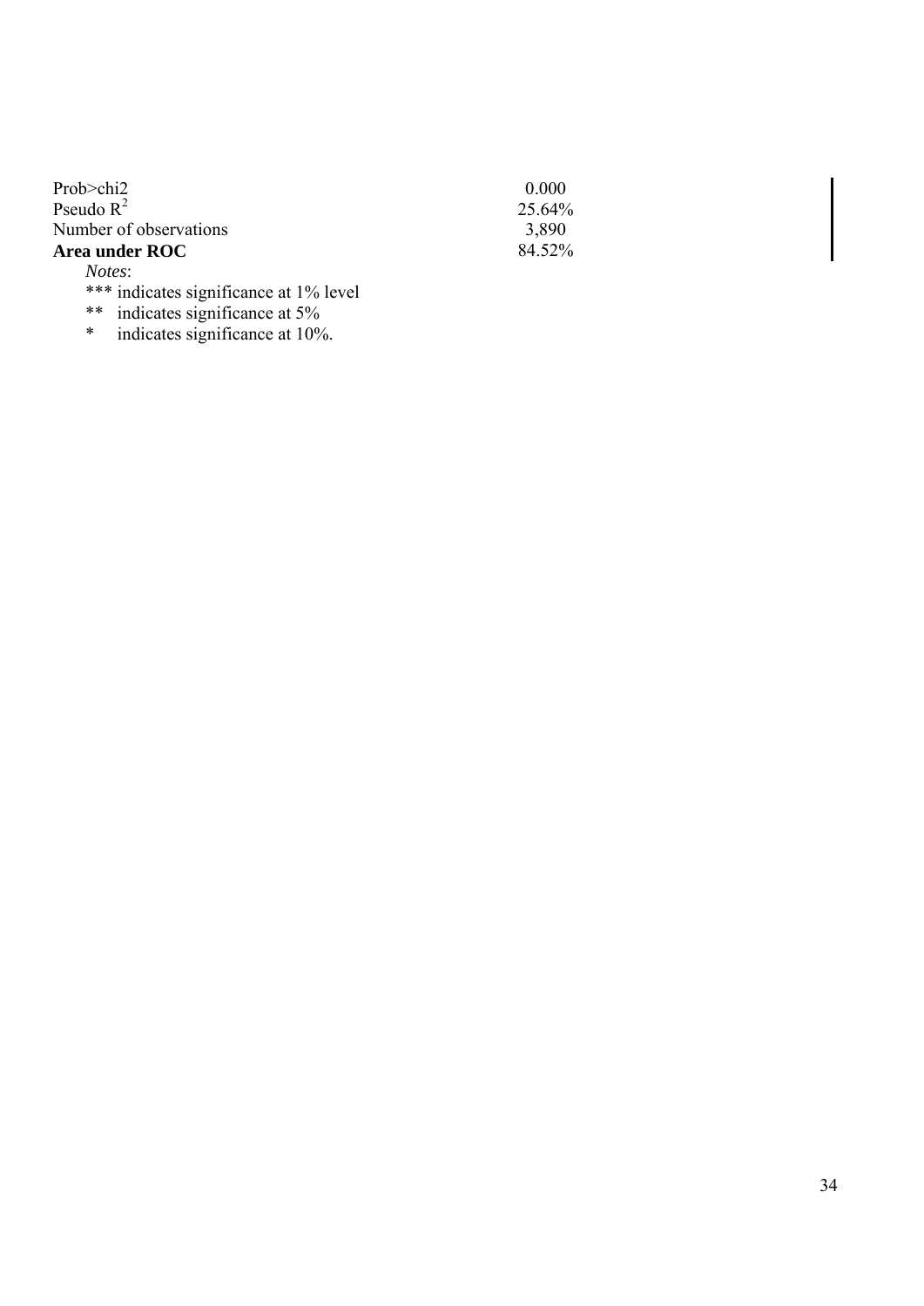| | |
|---|---|
| Prob>chi2 | 0.000 |
| Pseudo $R^2$ | 25.64% |
| Number of observations | 3,890 |
| **Area under ROC** | 84.52% |

*Notes*:

*** indicates significance at 1% level

** indicates significance at 5%

* indicates significance at 10%.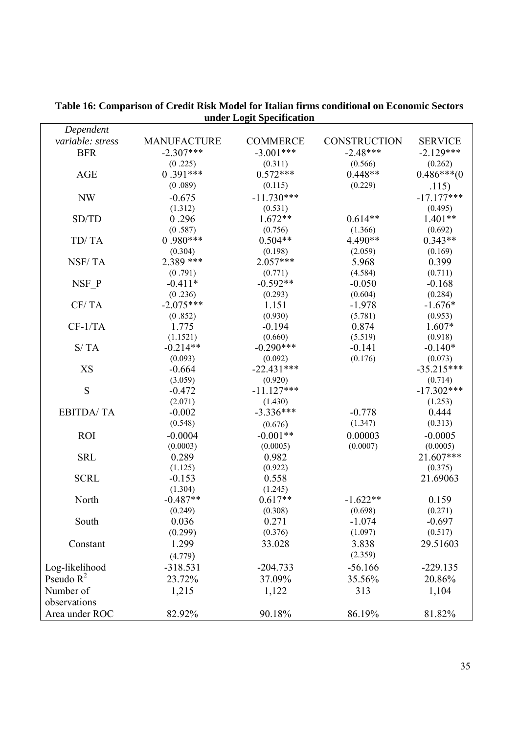**Table 16: Comparison of Credit Risk Model for Italian firms conditional on Economic Sectors under Logit Specification**

| *Dependent variable: stress* | MANUFACTURE | COMMERCE | CONSTRUCTION | SERVICE |
|---|---|---|---|---|
| BFR | -2.307*** | -3.001*** | -2.48*** | -2.129*** |
| | (0 .225) | (0.311) | (0.566) | (0.262) |
| AGE | 0 .391*** | 0.572*** | 0.448** | 0.486***(0 |
| | (0 .089) | (0.115) | (0.229) | .115) |
| NW | -0.675 | -11.730*** | | -17.177*** |
| | (1.312) | (0.531) | | (0.495) |
| SD/TD | 0 .296 | 1.672** | 0.614** | 1.401** |
| | (0 .587) | (0.756) | (1.366) | (0.692) |
| TD/ TA | 0 .980*** | 0.504** | 4.490** | 0.343** |
| | (0.304) | (0.198) | (2.059) | (0.169) |
| NSF/ TA | 2.389 *** | 2.057*** | 5.968 | 0.399 |
| | (0 .791) | (0.771) | (4.584) | (0.711) |
| NSF_P | -0.411* | -0.592** | -0.050 | -0.168 |
| | (0 .236) | (0.293) | (0.604) | (0.284) |
| CF/ TA | -2.075*** | 1.151 | -1.978 | -1.676* |
| | (0 .852) | (0.930) | (5.781) | (0.953) |
| CF-1/TA | 1.775 | -0.194 | 0.874 | 1.607* |
| | (1.1521) | (0.660) | (5.519) | (0.918) |
| S/ TA | -0.214** | -0.290*** | -0.141 | -0.140* |
| | (0.093) | (0.092) | (0.176) | (0.073) |
| XS | -0.664 | -22.431*** | | -35.215*** |
| | (3.059) | (0.920) | | (0.714) |
| S | -0.472 | -11.127*** | | -17.302*** |
| | (2.071) | (1.430) | | (1.253) |
| EBITDA/ TA | -0.002 | -3.336*** | -0.778 | 0.444 |
| | (0.548) | (0.676) | (1.347) | (0.313) |
| ROI | -0.0004 | -0.001** | 0.00003 | -0.0005 |
| | (0.0003) | (0.0005) | (0.0007) | (0.0005) |
| SRL | 0.289 | 0.982 | | 21.607*** |
| | (1.125) | (0.922) | | (0.375) |
| SCRL | -0.153 | 0.558 | | 21.69063 |
| | (1.304) | (1.245) | | |
| North | -0.487** | 0.617** | -1.622** | 0.159 |
| | (0.249) | (0.308) | (0.698) | (0.271) |
| South | 0.036 | 0.271 | -1.074 | -0.697 |
| | (0.299) | (0.376) | (1.097) | (0.517) |
| Constant | 1.299 | 33.028 | 3.838 | 29.51603 |
| | (4.779) | | (2.359) | |
| Log-likelihood | -318.531 | -204.733 | -56.166 | -229.135 |
| Pseudo $R^2$ | 23.72% | 37.09% | 35.56% | 20.86% |
| Number of observations | 1,215 | 1,122 | 313 | 1,104 |
| Area under ROC | 82.92% | 90.18% | 86.19% | 81.82% |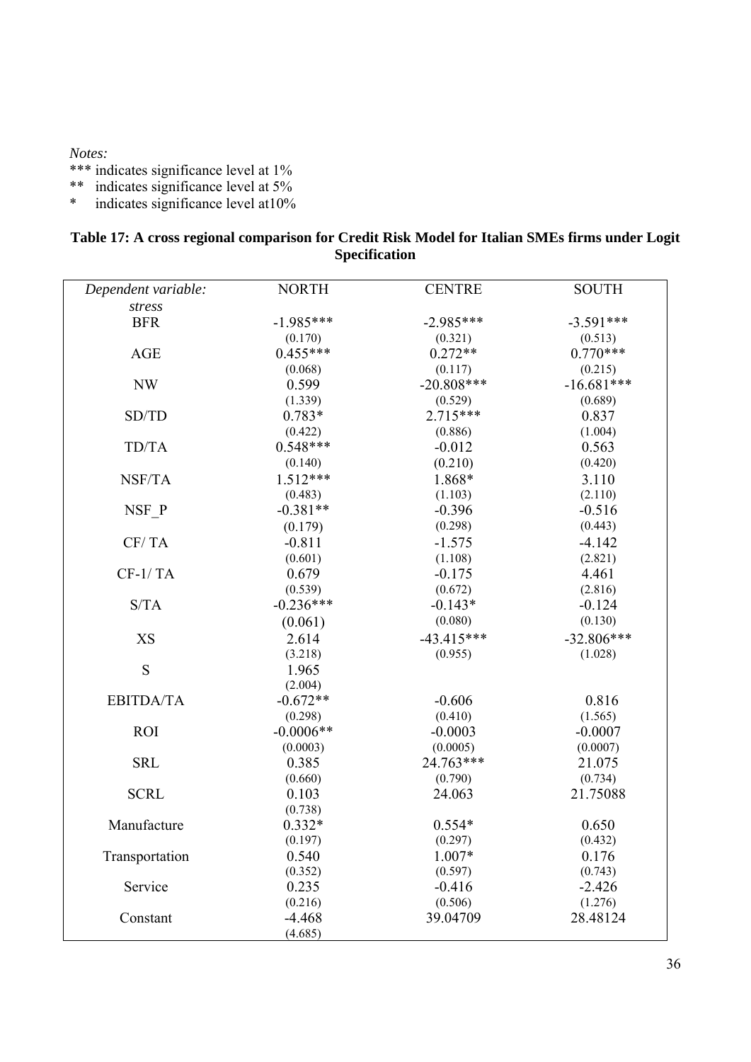*Notes:*
*** indicates significance level at 1%
** indicates significance level at 5%
* indicates significance level at10%

**Table 17: A cross regional comparison for Credit Risk Model for Italian SMEs firms under Logit Specification**

| *Dependent variable: stress* | NORTH | CENTRE | SOUTH |
|---|---|---|---|
| BFR | -1.985*** | -2.985*** | -3.591*** |
| | (0.170) | (0.321) | (0.513) |
| AGE | 0.455*** | 0.272** | 0.770*** |
| | (0.068) | (0.117) | (0.215) |
| NW | 0.599 | -20.808*** | -16.681*** |
| | (1.339) | (0.529) | (0.689) |
| SD/TD | 0.783* | 2.715*** | 0.837 |
| | (0.422) | (0.886) | (1.004) |
| TD/TA | 0.548*** | -0.012 | 0.563 |
| | (0.140) | (0.210) | (0.420) |
| NSF/TA | 1.512*** | 1.868* | 3.110 |
| | (0.483) | (1.103) | (2.110) |
| NSF_P | -0.381** | -0.396 | -0.516 |
| | (0.179) | (0.298) | (0.443) |
| CF/ TA | -0.811 | -1.575 | -4.142 |
| | (0.601) | (1.108) | (2.821) |
| CF-1/ TA | 0.679 | -0.175 | 4.461 |
| | (0.539) | (0.672) | (2.816) |
| S/TA | -0.236*** | -0.143* | -0.124 |
| | (0.061) | (0.080) | (0.130) |
| XS | 2.614 | -43.415*** | -32.806*** |
| | (3.218) | (0.955) | (1.028) |
| S | 1.965 | | |
| | (2.004) | | |
| EBITDA/TA | -0.672** | -0.606 | 0.816 |
| | (0.298) | (0.410) | (1.565) |
| ROI | -0.0006** | -0.0003 | -0.0007 |
| | (0.0003) | (0.0005) | (0.0007) |
| SRL | 0.385 | 24.763*** | 21.075 |
| | (0.660) | (0.790) | (0.734) |
| SCRL | 0.103 | 24.063 | 21.75088 |
| | (0.738) | | |
| Manufacture | 0.332* | 0.554* | 0.650 |
| | (0.197) | (0.297) | (0.432) |
| Transportation | 0.540 | 1.007* | 0.176 |
| | (0.352) | (0.597) | (0.743) |
| Service | 0.235 | -0.416 | -2.426 |
| | (0.216) | (0.506) | (1.276) |
| Constant | -4.468 | 39.04709 | 28.48124 |
| | (4.685) | | |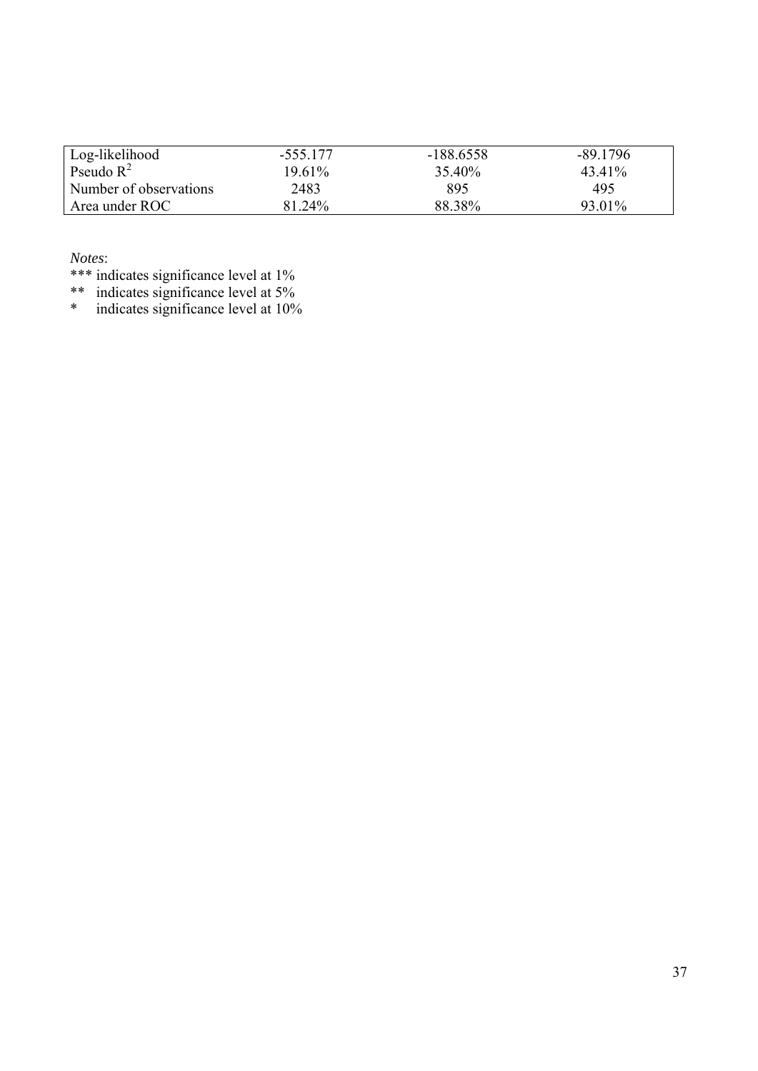| Log-likelihood | -555.177 | -188.6558 | -89.1796 |
|---|---|---|---|
| Pseudo $R^2$ | 19.61% | 35.40% | 43.41% |
| Number of observations | 2483 | 895 | 495 |
| Area under ROC | 81.24% | 88.38% | 93.01% |

*Notes*:

*** indicates significance level at 1%

** indicates significance level at 5%

* indicates significance level at 10%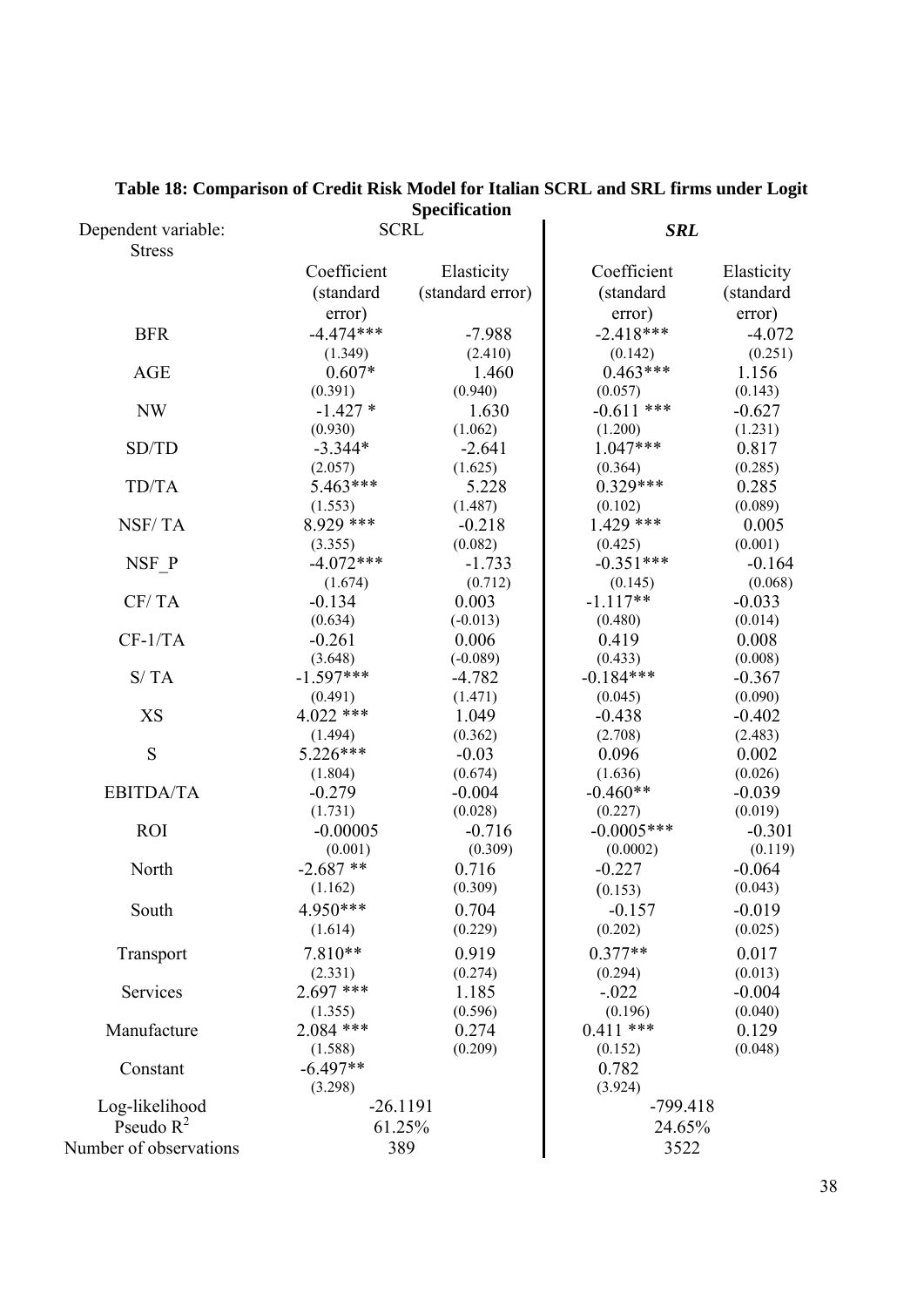**Table 18: Comparison of Credit Risk Model for Italian SCRL and SRL firms under Logit Specification**

| Dependent variable: Stress | SCRL | | *SRL* | |
|---|---|---|---|---|
| | Coefficient (standard error) | Elasticity (standard error) | Coefficient (standard error) | Elasticity (standard error) |
| BFR | -4.474*** (1.349) | -7.988 (2.410) | -2.418*** (0.142) | -4.072 (0.251) |
| AGE | 0.607* (0.391) | 1.460 (0.940) | 0.463*** (0.057) | 1.156 (0.143) |
| NW | -1.427 * (0.930) | 1.630 (1.062) | -0.611 *** (1.200) | -0.627 (1.231) |
| SD/TD | -3.344* (2.057) | -2.641 (1.625) | 1.047*** (0.364) | 0.817 (0.285) |
| TD/TA | 5.463*** (1.553) | 5.228 (1.487) | 0.329*** (0.102) | 0.285 (0.089) |
| NSF/ TA | 8.929 *** (3.355) | -0.218 (0.082) | 1.429 *** (0.425) | 0.005 (0.001) |
| NSF_P | -4.072*** (1.674) | -1.733 (0.712) | -0.351*** (0.145) | -0.164 (0.068) |
| CF/ TA | -0.134 (0.634) | 0.003 (-0.013) | -1.117** (0.480) | -0.033 (0.014) |
| CF-1/TA | -0.261 (3.648) | 0.006 (-0.089) | 0.419 (0.433) | 0.008 (0.008) |
| S/ TA | -1.597*** (0.491) | -4.782 (1.471) | -0.184*** (0.045) | -0.367 (0.090) |
| XS | 4.022 *** (1.494) | 1.049 (0.362) | -0.438 (2.708) | -0.402 (2.483) |
| S | 5.226*** (1.804) | -0.03 (0.674) | 0.096 (1.636) | 0.002 (0.026) |
| EBITDA/TA | -0.279 (1.731) | -0.004 (0.028) | -0.460** (0.227) | -0.039 (0.019) |
| ROI | -0.00005 (0.001) | -0.716 (0.309) | -0.0005*** (0.0002) | -0.301 (0.119) |
| North | -2.687 ** (1.162) | 0.716 (0.309) | -0.227 (0.153) | -0.064 (0.043) |
| South | 4.950*** (1.614) | 0.704 (0.229) | -0.157 (0.202) | -0.019 (0.025) |
| Transport | 7.810** (2.331) | 0.919 (0.274) | 0.377** (0.294) | 0.017 (0.013) |
| Services | 2.697 *** (1.355) | 1.185 (0.596) | -.022 (0.196) | -0.004 (0.040) |
| Manufacture | 2.084 *** (1.588) | 0.274 (0.209) | 0.411 *** (0.152) | 0.129 (0.048) |
| Constant | -6.497** (3.298) | | 0.782 (3.924) | |
| Log-likelihood | -26.1191 | | -799.418 | |
| Pseudo $R^2$ | 61.25% | | 24.65% | |
| Number of observations | 389 | | 3522 | |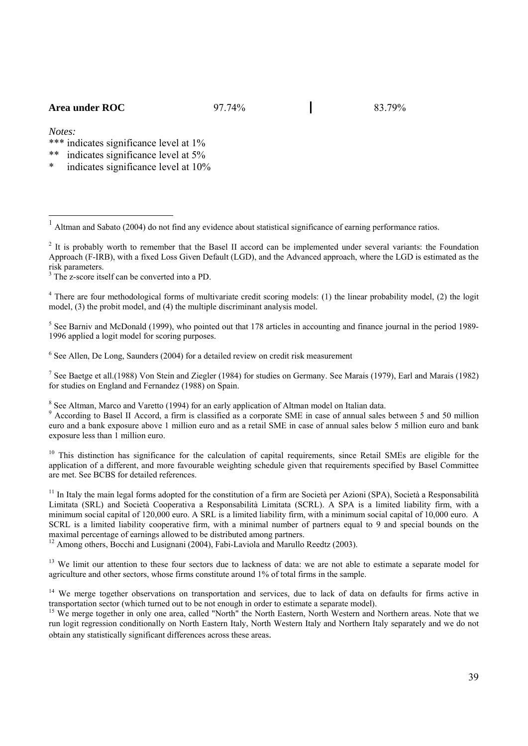| | | |
|---|---|---|
| **Area under ROC** | 97.74% | 83.79% |

*Notes:*

*** indicates significance level at 1%

** indicates significance level at 5%

* indicates significance level at 10%

[1] Altman and Sabato (2004) do not find any evidence about statistical significance of earning performance ratios.

[2] It is probably worth to remember that the Basel II accord can be implemented under several variants: the Foundation Approach (F-IRB), with a fixed Loss Given Default (LGD), and the Advanced approach, where the LGD is estimated as the risk parameters.

[3] The z-score itself can be converted into a PD.

[4] There are four methodological forms of multivariate credit scoring models: (1) the linear probability model, (2) the logit model, (3) the probit model, and (4) the multiple discriminant analysis model.

[5] See Barniv and McDonald (1999), who pointed out that 178 articles in accounting and finance journal in the period 1989-1996 applied a logit model for scoring purposes.

[6] See Allen, De Long, Saunders (2004) for a detailed review on credit risk measurement

[7] See Baetge et all.(1988) Von Stein and Ziegler (1984) for studies on Germany. See Marais (1979), Earl and Marais (1982) for studies on England and Fernandez (1988) on Spain.

[8] See Altman, Marco and Varetto (1994) for an early application of Altman model on Italian data.

[9] According to Basel II Accord, a firm is classified as a corporate SME in case of annual sales between 5 and 50 million euro and a bank exposure above 1 million euro and as a retail SME in case of annual sales below 5 million euro and bank exposure less than 1 million euro.

[10] This distinction has significance for the calculation of capital requirements, since Retail SMEs are eligible for the application of a different, and more favourable weighting schedule given that requirements specified by Basel Committee are met. See BCBS for detailed references.

[11] In Italy the main legal forms adopted for the constitution of a firm are Società per Azioni (SPA), Società a Responsabilità Limitata (SRL) and Società Cooperativa a Responsabilità Limitata (SCRL). A SPA is a limited liability firm, with a minimum social capital of 120,000 euro. A SRL is a limited liability firm, with a minimum social capital of 10,000 euro. A SCRL is a limited liability cooperative firm, with a minimal number of partners equal to 9 and special bounds on the maximal percentage of earnings allowed to be distributed among partners.

[12] Among others, Bocchi and Lusignani (2004), Fabi-Laviola and Marullo Reedtz (2003).

[13] We limit our attention to these four sectors due to lackness of data: we are not able to estimate a separate model for agriculture and other sectors, whose firms constitute around 1% of total firms in the sample.

[14] We merge together observations on transportation and services, due to lack of data on defaults for firms active in transportation sector (which turned out to be not enough in order to estimate a separate model).

[15] We merge together in only one area, called "North" the North Eastern, North Western and Northern areas. Note that we run logit regression conditionally on North Eastern Italy, North Western Italy and Northern Italy separately and we do not obtain any statistically significant differences across these areas.